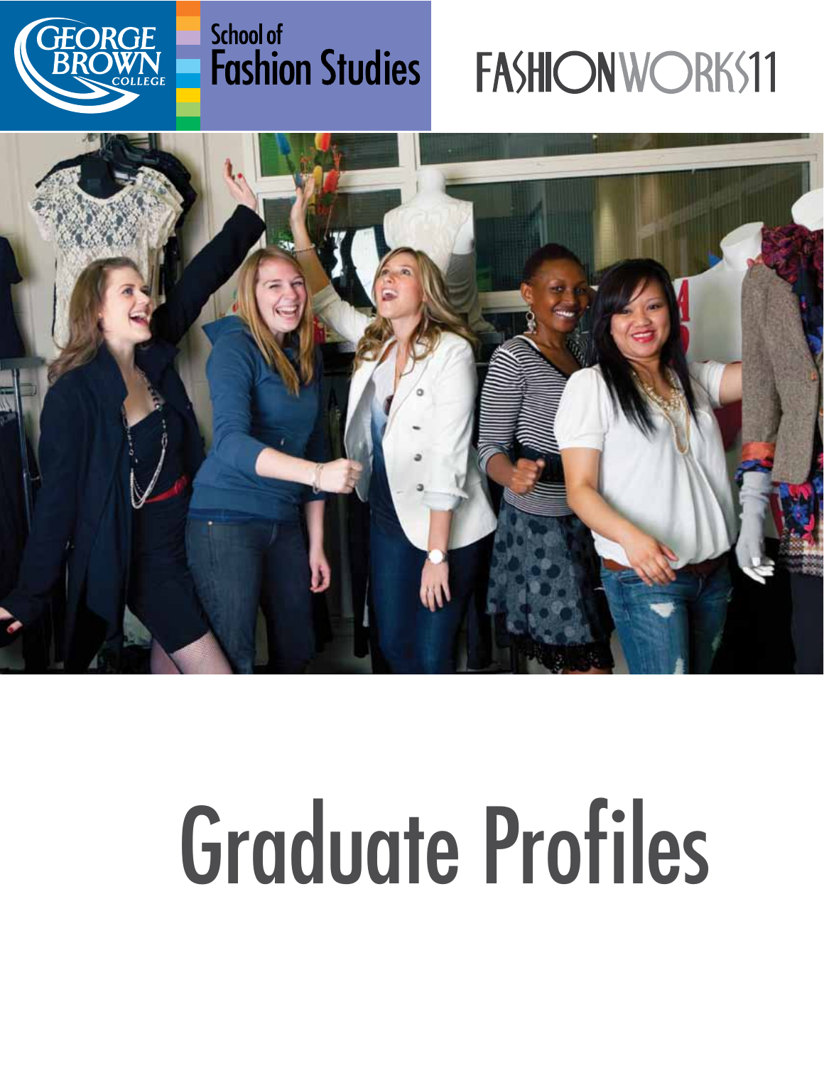GEORGE BROWN COLLEGE

School of Fashion Studies

FASHIONWORKS11

# Graduate Profiles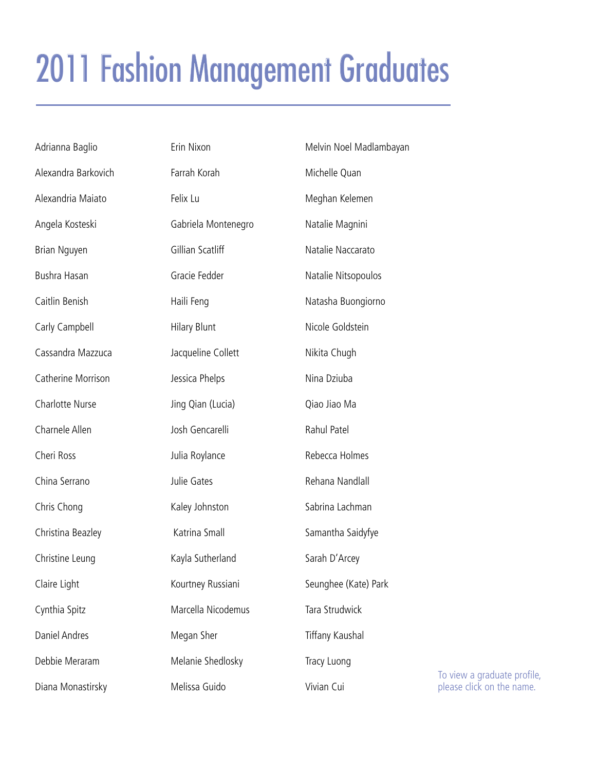# 2011 Fashion Management Graduates

Adrianna Baglio

Alexandra Barkovich

Alexandria Maiato

Angela Kosteski

Brian Nguyen

Bushra Hasan

Caitlin Benish

Carly Campbell

Cassandra Mazzuca

Catherine Morrison

Charlotte Nurse

Charnele Allen

Cheri Ross

China Serrano

Chris Chong

Christina Beazley

Christine Leung

Claire Light

Cynthia Spitz

Daniel Andres

Debbie Meraram

Diana Monastirsky

Erin Nixon

Farrah Korah

Felix Lu

Gabriela Montenegro

Gillian Scatliff

Gracie Fedder

Haili Feng

Hilary Blunt

Jacqueline Collett

Jessica Phelps

Jing Qian (Lucia)

Josh Gencarelli

Julia Roylance

Julie Gates

Kaley Johnston

Katrina Small

Kayla Sutherland

Kourtney Russiani

Marcella Nicodemus

Megan Sher

Melanie Shedlosky

Melissa Guido

Melvin Noel Madlambayan

Michelle Quan

Meghan Kelemen

Natalie Magnini

Natalie Naccarato

Natalie Nitsopoulos

Natasha Buongiorno

Nicole Goldstein

Nikita Chugh

Nina Dziuba

Qiao Jiao Ma

Rahul Patel

Rebecca Holmes

Rehana Nandlall

Sabrina Lachman

Samantha Saidyfye

Sarah D'Arcey

Seunghee (Kate) Park

Tara Strudwick

Tiffany Kaushal

Tracy Luong

Vivian Cui

To view a graduate profile, please click on the name.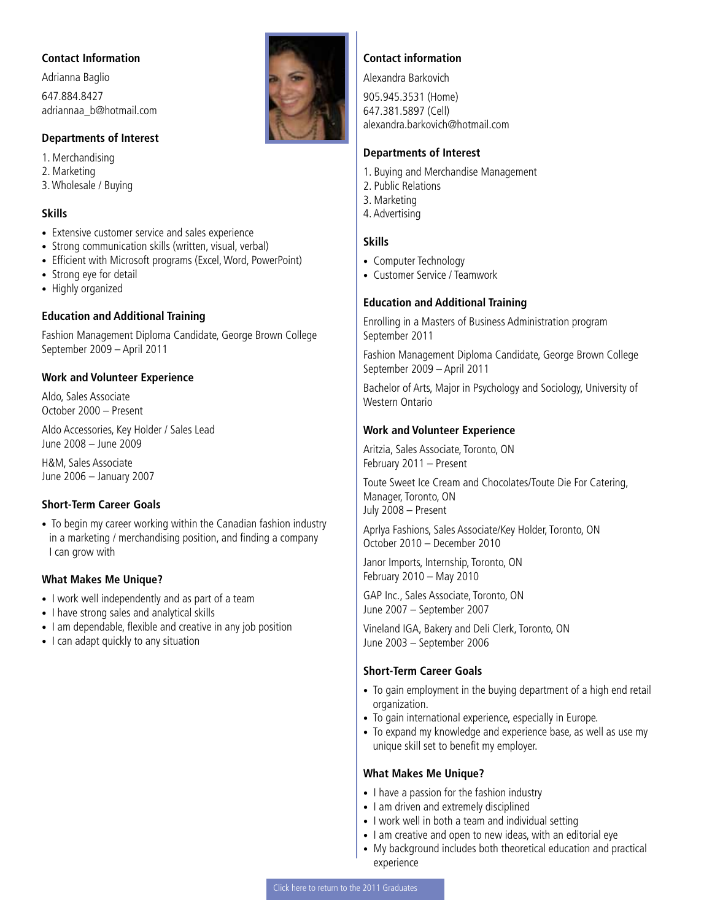## Contact Information

Adrianna Baglio

647.884.8427
adriannaa_b@hotmail.com

### Departments of Interest

1. Merchandising
2. Marketing
3. Wholesale / Buying

### Skills

- Extensive customer service and sales experience
- Strong communication skills (written, visual, verbal)
- Efficient with Microsoft programs (Excel, Word, PowerPoint)
- Strong eye for detail
- Highly organized

### Education and Additional Training

Fashion Management Diploma Candidate, George Brown College
September 2009 – April 2011

### Work and Volunteer Experience

Aldo, Sales Associate
October 2000 – Present

Aldo Accessories, Key Holder / Sales Lead
June 2008 – June 2009

H&M, Sales Associate
June 2006 – January 2007

### Short-Term Career Goals

- To begin my career working within the Canadian fashion industry in a marketing / merchandising position, and finding a company I can grow with

### What Makes Me Unique?

- I work well independently and as part of a team
- I have strong sales and analytical skills
- I am dependable, flexible and creative in any job position
- I can adapt quickly to any situation

## Contact information

Alexandra Barkovich

905.945.3531 (Home)
647.381.5897 (Cell)
alexandra.barkovich@hotmail.com

### Departments of Interest

1. Buying and Merchandise Management
2. Public Relations
3. Marketing
4. Advertising

### Skills

- Computer Technology
- Customer Service / Teamwork

### Education and Additional Training

Enrolling in a Masters of Business Administration program
September 2011

Fashion Management Diploma Candidate, George Brown College
September 2009 – April 2011

Bachelor of Arts, Major in Psychology and Sociology, University of Western Ontario

### Work and Volunteer Experience

Aritzia, Sales Associate, Toronto, ON
February 2011 – Present

Toute Sweet Ice Cream and Chocolates/Toute Die For Catering, Manager, Toronto, ON
July 2008 – Present

Aprlya Fashions, Sales Associate/Key Holder, Toronto, ON
October 2010 – December 2010

Janor Imports, Internship, Toronto, ON
February 2010 – May 2010

GAP Inc., Sales Associate, Toronto, ON
June 2007 – September 2007

Vineland IGA, Bakery and Deli Clerk, Toronto, ON
June 2003 – September 2006

### Short-Term Career Goals

- To gain employment in the buying department of a high end retail organization.
- To gain international experience, especially in Europe.
- To expand my knowledge and experience base, as well as use my unique skill set to benefit my employer.

### What Makes Me Unique?

- I have a passion for the fashion industry
- I am driven and extremely disciplined
- I work well in both a team and individual setting
- I am creative and open to new ideas, with an editorial eye
- My background includes both theoretical education and practical experience

Click here to return to the 2011 Graduates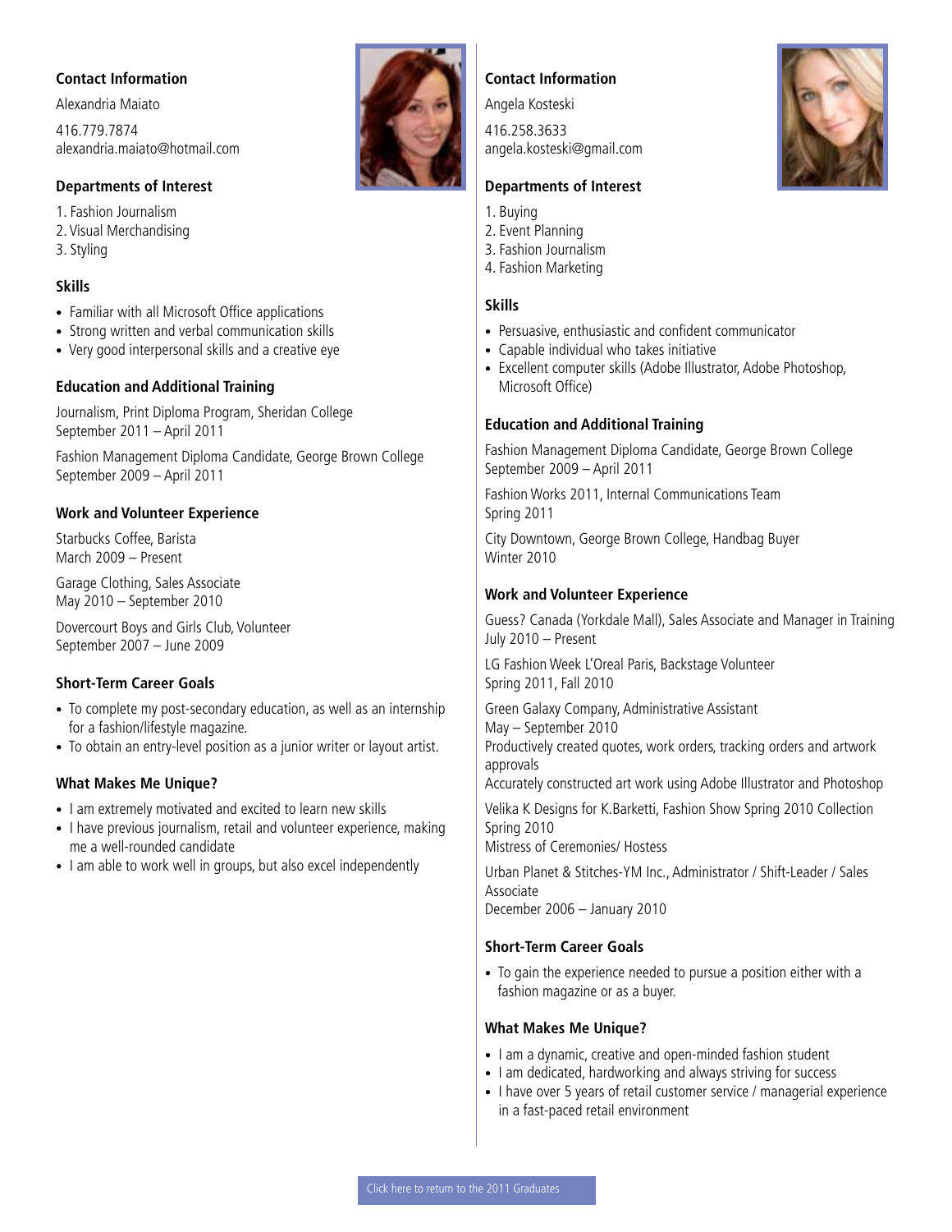## Contact Information

Alexandria Maiato

416.779.7874
alexandria.maiato@hotmail.com

### Departments of Interest

1. Fashion Journalism
2. Visual Merchandising
3. Styling

### Skills

- Familiar with all Microsoft Office applications
- Strong written and verbal communication skills
- Very good interpersonal skills and a creative eye

### Education and Additional Training

Journalism, Print Diploma Program, Sheridan College
September 2011 – April 2011

Fashion Management Diploma Candidate, George Brown College
September 2009 – April 2011

### Work and Volunteer Experience

Starbucks Coffee, Barista
March 2009 – Present

Garage Clothing, Sales Associate
May 2010 – September 2010

Dovercourt Boys and Girls Club, Volunteer
September 2007 – June 2009

### Short-Term Career Goals

- To complete my post-secondary education, as well as an internship for a fashion/lifestyle magazine.
- To obtain an entry-level position as a junior writer or layout artist.

### What Makes Me Unique?

- I am extremely motivated and excited to learn new skills
- I have previous journalism, retail and volunteer experience, making me a well-rounded candidate
- I am able to work well in groups, but also excel independently

## Contact Information

Angela Kosteski

416.258.3633
angela.kosteski@gmail.com

### Departments of Interest

1. Buying
2. Event Planning
3. Fashion Journalism
4. Fashion Marketing

### Skills

- Persuasive, enthusiastic and confident communicator
- Capable individual who takes initiative
- Excellent computer skills (Adobe Illustrator, Adobe Photoshop, Microsoft Office)

### Education and Additional Training

Fashion Management Diploma Candidate, George Brown College
September 2009 – April 2011

Fashion Works 2011, Internal Communications Team
Spring 2011

City Downtown, George Brown College, Handbag Buyer
Winter 2010

### Work and Volunteer Experience

Guess? Canada (Yorkdale Mall), Sales Associate and Manager in Training
July 2010 – Present

LG Fashion Week L'Oreal Paris, Backstage Volunteer
Spring 2011, Fall 2010

Green Galaxy Company, Administrative Assistant
May – September 2010
Productively created quotes, work orders, tracking orders and artwork approvals
Accurately constructed art work using Adobe Illustrator and Photoshop

Velika K Designs for K.Barketti, Fashion Show Spring 2010 Collection
Spring 2010
Mistress of Ceremonies/ Hostess

Urban Planet & Stitches-YM Inc., Administrator / Shift-Leader / Sales Associate
December 2006 – January 2010

### Short-Term Career Goals

- To gain the experience needed to pursue a position either with a fashion magazine or as a buyer.

### What Makes Me Unique?

- I am a dynamic, creative and open-minded fashion student
- I am dedicated, hardworking and always striving for success
- I have over 5 years of retail customer service / managerial experience in a fast-paced retail environment

Click here to return to the 2011 Graduates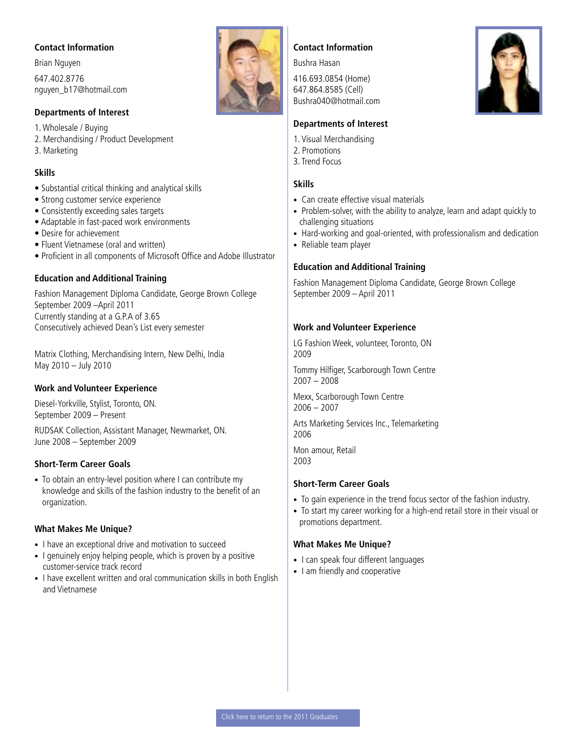### Contact Information

Brian Nguyen

647.402.8776
nguyen_b17@hotmail.com

### Departments of Interest

1. Wholesale / Buying
2. Merchandising / Product Development
3. Marketing

### Skills

- Substantial critical thinking and analytical skills
- Strong customer service experience
- Consistently exceeding sales targets
- Adaptable in fast-paced work environments
- Desire for achievement
- Fluent Vietnamese (oral and written)
- Proficient in all components of Microsoft Office and Adobe Illustrator

### Education and Additional Training

Fashion Management Diploma Candidate, George Brown College
September 2009 –April 2011
Currently standing at a G.P.A of 3.65
Consecutively achieved Dean's List every semester

Matrix Clothing, Merchandising Intern, New Delhi, India
May 2010 – July 2010

### Work and Volunteer Experience

Diesel-Yorkville, Stylist, Toronto, ON.
September 2009 – Present

RUDSAK Collection, Assistant Manager, Newmarket, ON.
June 2008 – September 2009

### Short-Term Career Goals

- To obtain an entry-level position where I can contribute my knowledge and skills of the fashion industry to the benefit of an organization.

### What Makes Me Unique?

- I have an exceptional drive and motivation to succeed
- I genuinely enjoy helping people, which is proven by a positive customer-service track record
- I have excellent written and oral communication skills in both English and Vietnamese

### Contact Information

Bushra Hasan

416.693.0854 (Home)
647.864.8585 (Cell)
Bushra040@hotmail.com

### Departments of Interest

1. Visual Merchandising
2. Promotions
3. Trend Focus

### Skills

- Can create effective visual materials
- Problem-solver, with the ability to analyze, learn and adapt quickly to challenging situations
- Hard-working and goal-oriented, with professionalism and dedication
- Reliable team player

### Education and Additional Training

Fashion Management Diploma Candidate, George Brown College
September 2009 – April 2011

### Work and Volunteer Experience

LG Fashion Week, volunteer, Toronto, ON
2009

Tommy Hilfiger, Scarborough Town Centre
2007 – 2008

Mexx, Scarborough Town Centre
2006 – 2007

Arts Marketing Services Inc., Telemarketing
2006

Mon amour, Retail
2003

### Short-Term Career Goals

- To gain experience in the trend focus sector of the fashion industry.
- To start my career working for a high-end retail store in their visual or promotions department.

### What Makes Me Unique?

- I can speak four different languages
- I am friendly and cooperative

Click here to return to the 2011 Graduates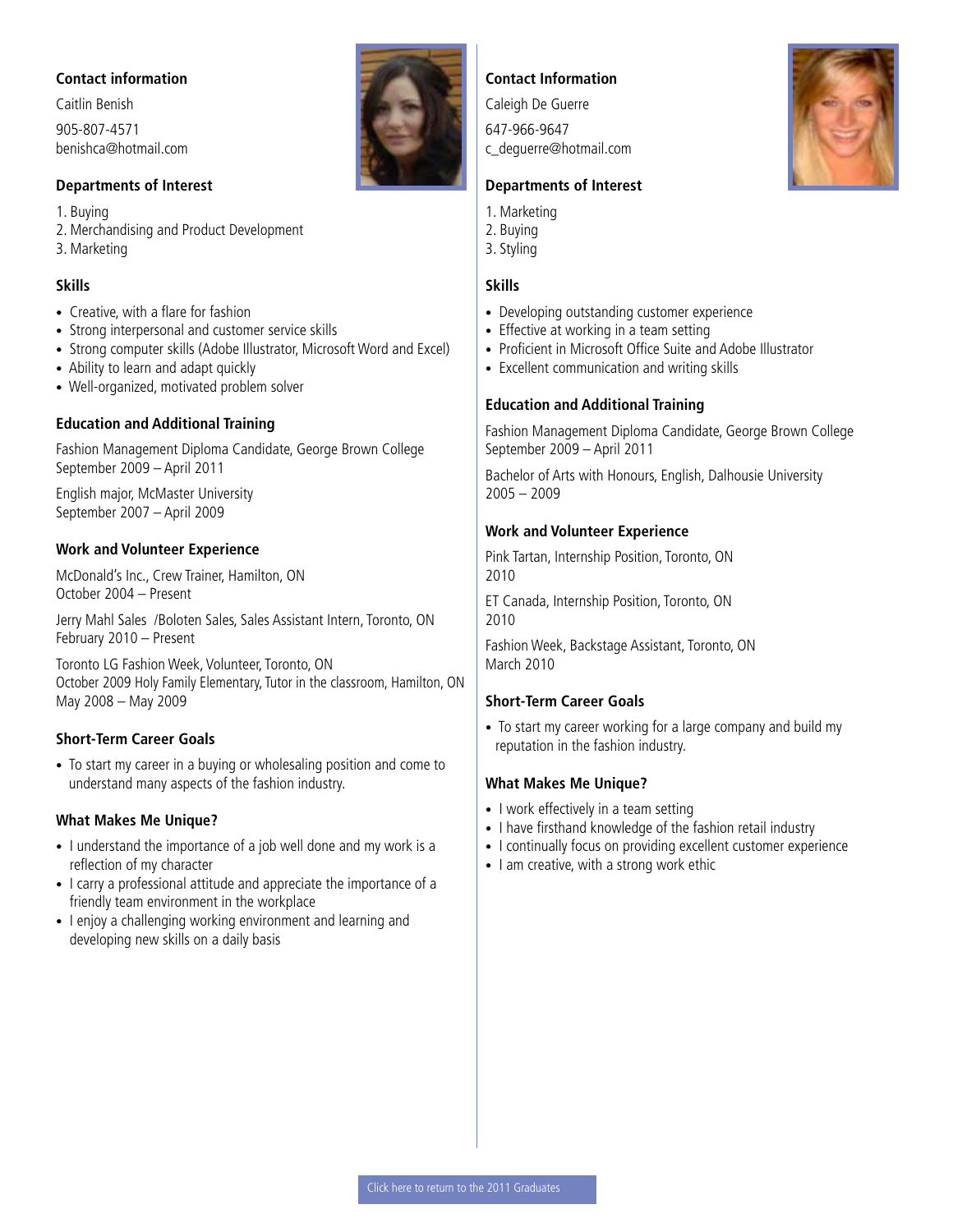### Contact information

Caitlin Benish

905-807-4571
benishca@hotmail.com

### Departments of Interest

1. Buying
2. Merchandising and Product Development
3. Marketing

### Skills

- Creative, with a flare for fashion
- Strong interpersonal and customer service skills
- Strong computer skills (Adobe Illustrator, Microsoft Word and Excel)
- Ability to learn and adapt quickly
- Well-organized, motivated problem solver

### Education and Additional Training

Fashion Management Diploma Candidate, George Brown College
September 2009 – April 2011

English major, McMaster University
September 2007 – April 2009

### Work and Volunteer Experience

McDonald's Inc., Crew Trainer, Hamilton, ON
October 2004 – Present

Jerry Mahl Sales /Boloten Sales, Sales Assistant Intern, Toronto, ON
February 2010 – Present

Toronto LG Fashion Week, Volunteer, Toronto, ON
October 2009 Holy Family Elementary, Tutor in the classroom, Hamilton, ON
May 2008 – May 2009

### Short-Term Career Goals

- To start my career in a buying or wholesaling position and come to understand many aspects of the fashion industry.

### What Makes Me Unique?

- I understand the importance of a job well done and my work is a reflection of my character
- I carry a professional attitude and appreciate the importance of a friendly team environment in the workplace
- I enjoy a challenging working environment and learning and developing new skills on a daily basis

### Contact Information

Caleigh De Guerre

647-966-9647
c_deguerre@hotmail.com

### Departments of Interest

1. Marketing
2. Buying
3. Styling

### Skills

- Developing outstanding customer experience
- Effective at working in a team setting
- Proficient in Microsoft Office Suite and Adobe Illustrator
- Excellent communication and writing skills

### Education and Additional Training

Fashion Management Diploma Candidate, George Brown College
September 2009 – April 2011

Bachelor of Arts with Honours, English, Dalhousie University
2005 – 2009

### Work and Volunteer Experience

Pink Tartan, Internship Position, Toronto, ON
2010

ET Canada, Internship Position, Toronto, ON
2010

Fashion Week, Backstage Assistant, Toronto, ON
March 2010

### Short-Term Career Goals

- To start my career working for a large company and build my reputation in the fashion industry.

### What Makes Me Unique?

- I work effectively in a team setting
- I have firsthand knowledge of the fashion retail industry
- I continually focus on providing excellent customer experience
- I am creative, with a strong work ethic

Click here to return to the 2011 Graduates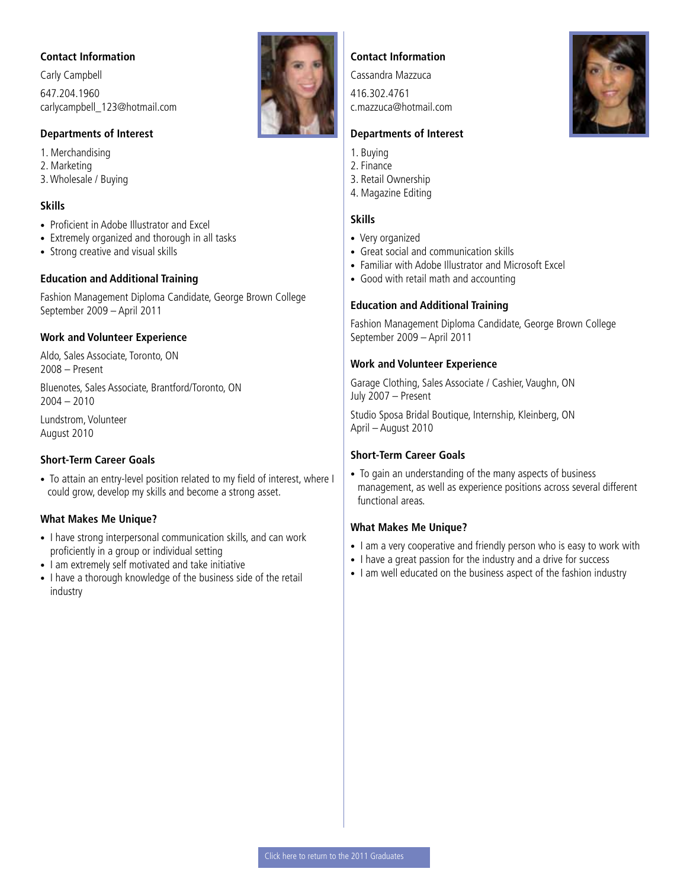### Contact Information

Carly Campbell

647.204.1960
carlycampbell_123@hotmail.com

### Departments of Interest

1. Merchandising
2. Marketing
3. Wholesale / Buying

### Skills

- Proficient in Adobe Illustrator and Excel
- Extremely organized and thorough in all tasks
- Strong creative and visual skills

### Education and Additional Training

Fashion Management Diploma Candidate, George Brown College
September 2009 – April 2011

### Work and Volunteer Experience

Aldo, Sales Associate, Toronto, ON
2008 – Present

Bluenotes, Sales Associate, Brantford/Toronto, ON
2004 – 2010

Lundstrom, Volunteer
August 2010

### Short-Term Career Goals

- To attain an entry-level position related to my field of interest, where I could grow, develop my skills and become a strong asset.

### What Makes Me Unique?

- I have strong interpersonal communication skills, and can work proficiently in a group or individual setting
- I am extremely self motivated and take initiative
- I have a thorough knowledge of the business side of the retail industry

---

### Contact Information

Cassandra Mazzuca

416.302.4761
c.mazzuca@hotmail.com

### Departments of Interest

1. Buying
2. Finance
3. Retail Ownership
4. Magazine Editing

### Skills

- Very organized
- Great social and communication skills
- Familiar with Adobe Illustrator and Microsoft Excel
- Good with retail math and accounting

### Education and Additional Training

Fashion Management Diploma Candidate, George Brown College
September 2009 – April 2011

### Work and Volunteer Experience

Garage Clothing, Sales Associate / Cashier, Vaughn, ON
July 2007 – Present

Studio Sposa Bridal Boutique, Internship, Kleinberg, ON
April – August 2010

### Short-Term Career Goals

- To gain an understanding of the many aspects of business management, as well as experience positions across several different functional areas.

### What Makes Me Unique?

- I am a very cooperative and friendly person who is easy to work with
- I have a great passion for the industry and a drive for success
- I am well educated on the business aspect of the fashion industry

Click here to return to the 2011 Graduates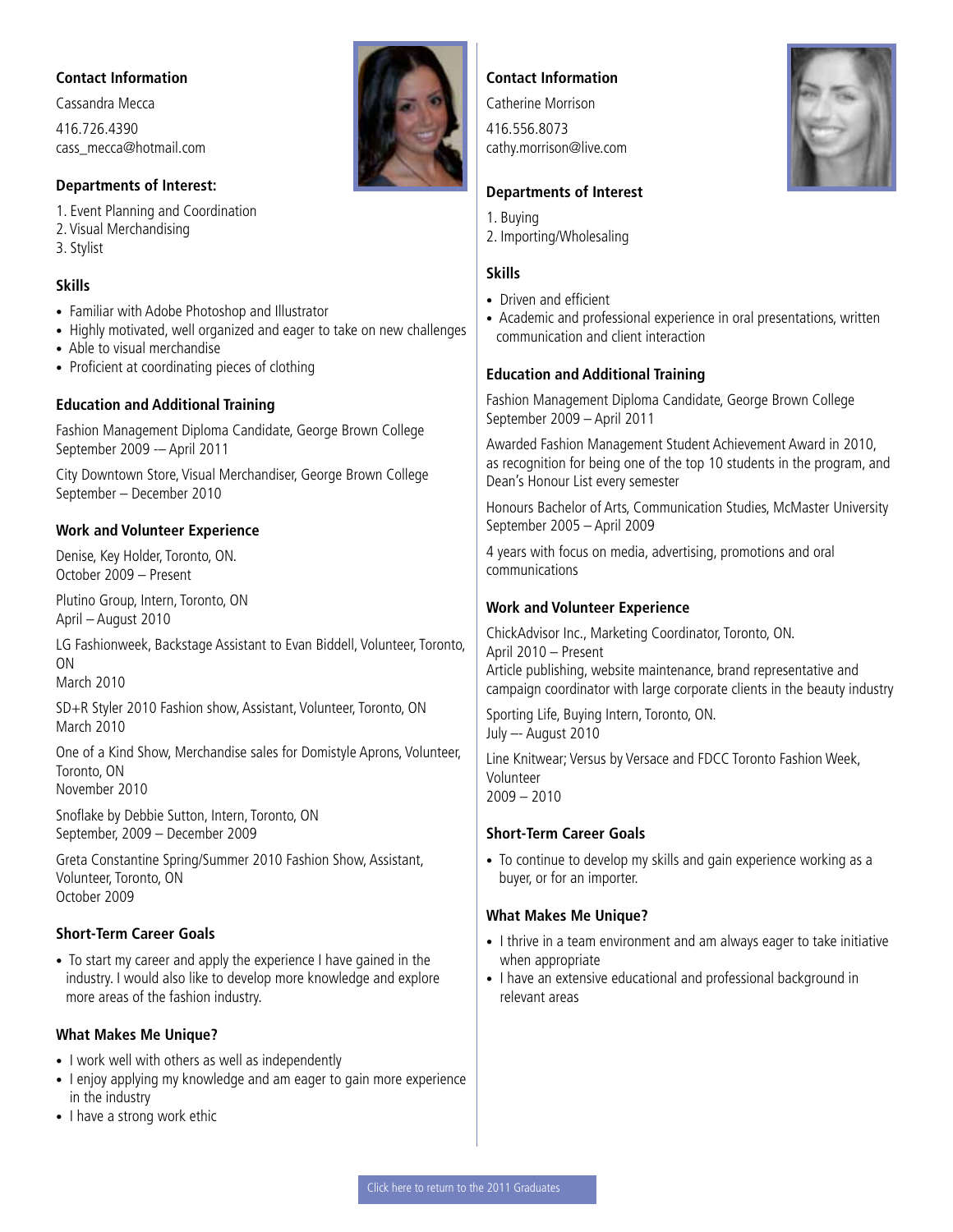### Contact Information

Cassandra Mecca

416.726.4390
cass_mecca@hotmail.com

### Departments of Interest:

1. Event Planning and Coordination
2. Visual Merchandising
3. Stylist

### Skills

- Familiar with Adobe Photoshop and Illustrator
- Highly motivated, well organized and eager to take on new challenges
- Able to visual merchandise
- Proficient at coordinating pieces of clothing

### Education and Additional Training

Fashion Management Diploma Candidate, George Brown College
September 2009 –– April 2011

City Downtown Store, Visual Merchandiser, George Brown College
September – December 2010

### Work and Volunteer Experience

Denise, Key Holder, Toronto, ON.
October 2009 – Present

Plutino Group, Intern, Toronto, ON
April – August 2010

LG Fashionweek, Backstage Assistant to Evan Biddell, Volunteer, Toronto, ON
March 2010

SD+R Styler 2010 Fashion show, Assistant, Volunteer, Toronto, ON
March 2010

One of a Kind Show, Merchandise sales for Domistyle Aprons, Volunteer, Toronto, ON
November 2010

Snoflake by Debbie Sutton, Intern, Toronto, ON
September, 2009 – December 2009

Greta Constantine Spring/Summer 2010 Fashion Show, Assistant, Volunteer, Toronto, ON
October 2009

### Short-Term Career Goals

- To start my career and apply the experience I have gained in the industry. I would also like to develop more knowledge and explore more areas of the fashion industry.

### What Makes Me Unique?

- I work well with others as well as independently
- I enjoy applying my knowledge and am eager to gain more experience in the industry
- I have a strong work ethic

### Contact Information

Catherine Morrison

416.556.8073
cathy.morrison@live.com

### Departments of Interest

1. Buying
2. Importing/Wholesaling

### Skills

- Driven and efficient
- Academic and professional experience in oral presentations, written communication and client interaction

### Education and Additional Training

Fashion Management Diploma Candidate, George Brown College
September 2009 – April 2011

Awarded Fashion Management Student Achievement Award in 2010, as recognition for being one of the top 10 students in the program, and Dean's Honour List every semester

Honours Bachelor of Arts, Communication Studies, McMaster University
September 2005 – April 2009

4 years with focus on media, advertising, promotions and oral communications

### Work and Volunteer Experience

ChickAdvisor Inc., Marketing Coordinator, Toronto, ON.
April 2010 – Present
Article publishing, website maintenance, brand representative and campaign coordinator with large corporate clients in the beauty industry

Sporting Life, Buying Intern, Toronto, ON.
July –- August 2010

Line Knitwear; Versus by Versace and FDCC Toronto Fashion Week, Volunteer
2009 – 2010

### Short-Term Career Goals

- To continue to develop my skills and gain experience working as a buyer, or for an importer.

### What Makes Me Unique?

- I thrive in a team environment and am always eager to take initiative when appropriate
- I have an extensive educational and professional background in relevant areas

Click here to return to the 2011 Graduates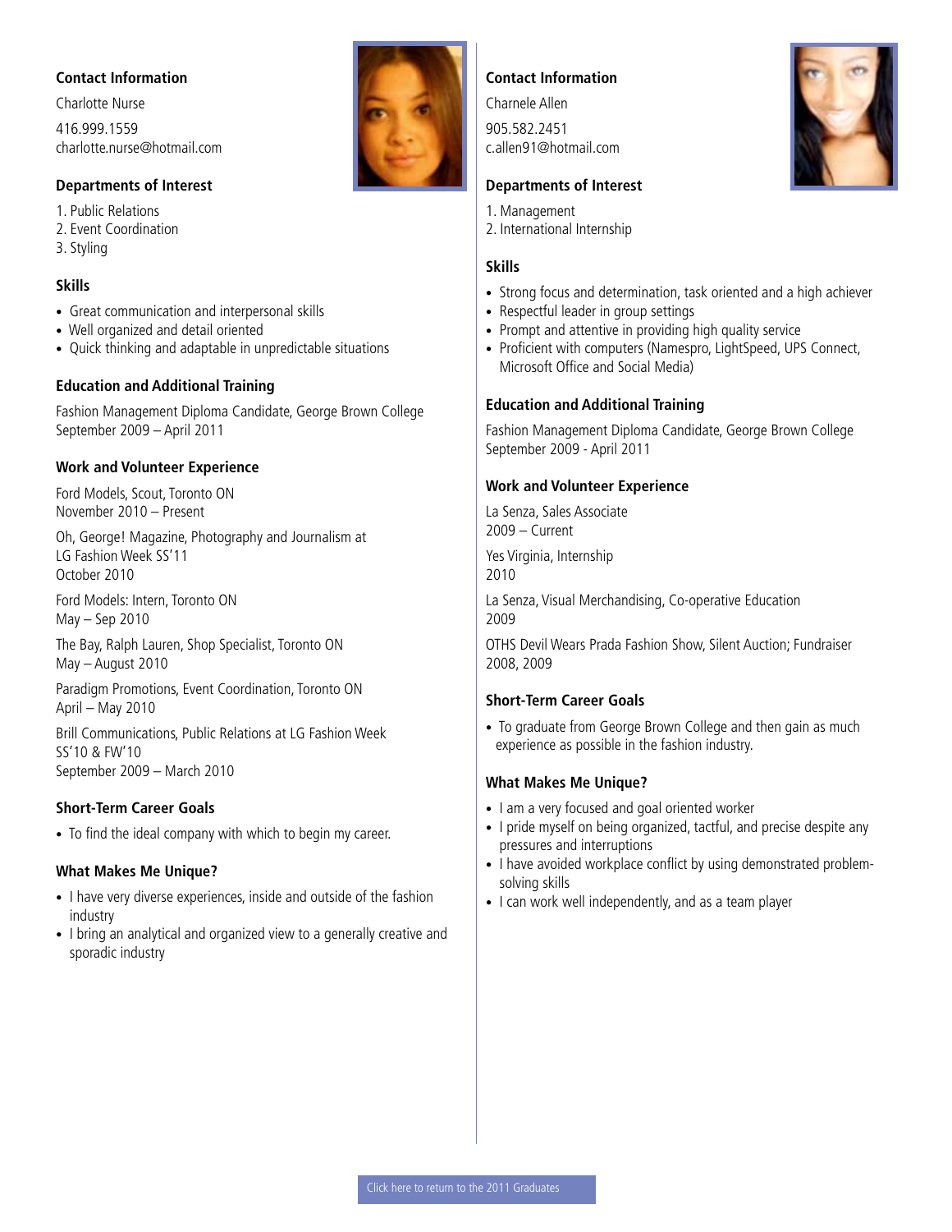### Contact Information

Charlotte Nurse

416.999.1559
charlotte.nurse@hotmail.com

### Departments of Interest

1. Public Relations
2. Event Coordination
3. Styling

### Skills

- Great communication and interpersonal skills
- Well organized and detail oriented
- Quick thinking and adaptable in unpredictable situations

### Education and Additional Training

Fashion Management Diploma Candidate, George Brown College
September 2009 – April 2011

### Work and Volunteer Experience

Ford Models, Scout, Toronto ON
November 2010 – Present

Oh, George! Magazine, Photography and Journalism at LG Fashion Week SS'11
October 2010

Ford Models: Intern, Toronto ON
May – Sep 2010

The Bay, Ralph Lauren, Shop Specialist, Toronto ON
May – August 2010

Paradigm Promotions, Event Coordination, Toronto ON
April – May 2010

Brill Communications, Public Relations at LG Fashion Week SS'10 & FW'10
September 2009 – March 2010

### Short-Term Career Goals

- To find the ideal company with which to begin my career.

### What Makes Me Unique?

- I have very diverse experiences, inside and outside of the fashion industry
- I bring an analytical and organized view to a generally creative and sporadic industry

### Contact Information

Charnele Allen

905.582.2451
c.allen91@hotmail.com

### Departments of Interest

1. Management
2. International Internship

### Skills

- Strong focus and determination, task oriented and a high achiever
- Respectful leader in group settings
- Prompt and attentive in providing high quality service
- Proficient with computers (Namespro, LightSpeed, UPS Connect, Microsoft Office and Social Media)

### Education and Additional Training

Fashion Management Diploma Candidate, George Brown College
September 2009 - April 2011

### Work and Volunteer Experience

La Senza, Sales Associate
2009 – Current

Yes Virginia, Internship
2010

La Senza, Visual Merchandising, Co-operative Education
2009

OTHS Devil Wears Prada Fashion Show, Silent Auction; Fundraiser
2008, 2009

### Short-Term Career Goals

- To graduate from George Brown College and then gain as much experience as possible in the fashion industry.

### What Makes Me Unique?

- I am a very focused and goal oriented worker
- I pride myself on being organized, tactful, and precise despite any pressures and interruptions
- I have avoided workplace conflict by using demonstrated problem-solving skills
- I can work well independently, and as a team player

Click here to return to the 2011 Graduates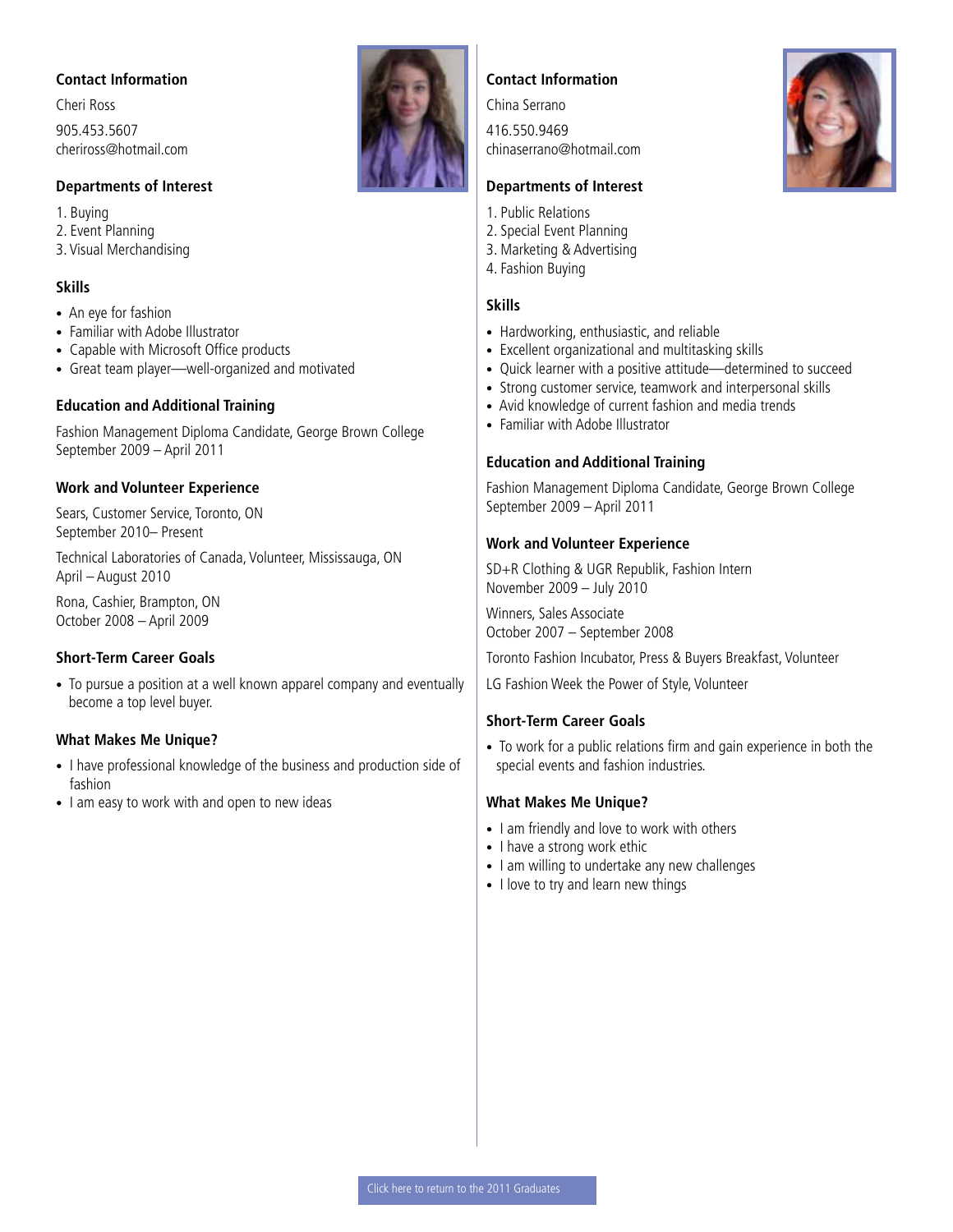### Contact Information

Cheri Ross

905.453.5607
cheriross@hotmail.com

### Departments of Interest

1. Buying
2. Event Planning
3. Visual Merchandising

### Skills

- An eye for fashion
- Familiar with Adobe Illustrator
- Capable with Microsoft Office products
- Great team player—well-organized and motivated

### Education and Additional Training

Fashion Management Diploma Candidate, George Brown College
September 2009 – April 2011

### Work and Volunteer Experience

Sears, Customer Service, Toronto, ON
September 2010– Present

Technical Laboratories of Canada, Volunteer, Mississauga, ON
April – August 2010

Rona, Cashier, Brampton, ON
October 2008 – April 2009

### Short-Term Career Goals

- To pursue a position at a well known apparel company and eventually become a top level buyer.

### What Makes Me Unique?

- I have professional knowledge of the business and production side of fashion
- I am easy to work with and open to new ideas

---

### Contact Information

China Serrano

416.550.9469
chinaserrano@hotmail.com

### Departments of Interest

1. Public Relations
2. Special Event Planning
3. Marketing & Advertising
4. Fashion Buying

### Skills

- Hardworking, enthusiastic, and reliable
- Excellent organizational and multitasking skills
- Quick learner with a positive attitude—determined to succeed
- Strong customer service, teamwork and interpersonal skills
- Avid knowledge of current fashion and media trends
- Familiar with Adobe Illustrator

### Education and Additional Training

Fashion Management Diploma Candidate, George Brown College
September 2009 – April 2011

### Work and Volunteer Experience

SD+R Clothing & UGR Republik, Fashion Intern
November 2009 – July 2010

Winners, Sales Associate
October 2007 – September 2008

Toronto Fashion Incubator, Press & Buyers Breakfast, Volunteer

LG Fashion Week the Power of Style, Volunteer

### Short-Term Career Goals

- To work for a public relations firm and gain experience in both the special events and fashion industries.

### What Makes Me Unique?

- I am friendly and love to work with others
- I have a strong work ethic
- I am willing to undertake any new challenges
- I love to try and learn new things

Click here to return to the 2011 Graduates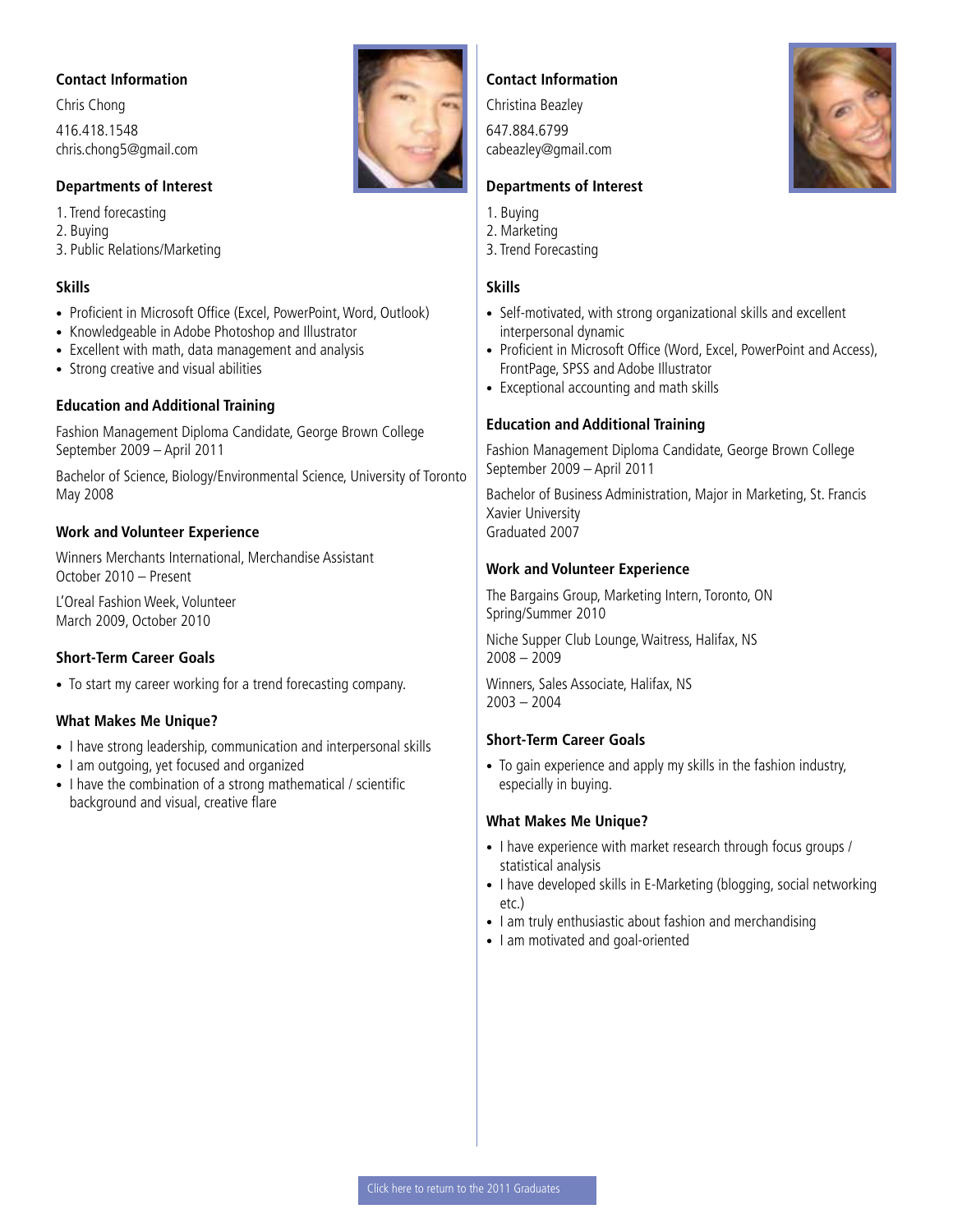### Contact Information

Chris Chong

416.418.1548
chris.chong5@gmail.com

### Departments of Interest

1. Trend forecasting
2. Buying
3. Public Relations/Marketing

### Skills

- Proficient in Microsoft Office (Excel, PowerPoint, Word, Outlook)
- Knowledgeable in Adobe Photoshop and Illustrator
- Excellent with math, data management and analysis
- Strong creative and visual abilities

### Education and Additional Training

Fashion Management Diploma Candidate, George Brown College
September 2009 – April 2011

Bachelor of Science, Biology/Environmental Science, University of Toronto
May 2008

### Work and Volunteer Experience

Winners Merchants International, Merchandise Assistant
October 2010 – Present

L'Oreal Fashion Week, Volunteer
March 2009, October 2010

### Short-Term Career Goals

- To start my career working for a trend forecasting company.

### What Makes Me Unique?

- I have strong leadership, communication and interpersonal skills
- I am outgoing, yet focused and organized
- I have the combination of a strong mathematical / scientific background and visual, creative flare

### Contact Information

Christina Beazley

647.884.6799
cabeazley@gmail.com

### Departments of Interest

1. Buying
2. Marketing
3. Trend Forecasting

### Skills

- Self-motivated, with strong organizational skills and excellent interpersonal dynamic
- Proficient in Microsoft Office (Word, Excel, PowerPoint and Access), FrontPage, SPSS and Adobe Illustrator
- Exceptional accounting and math skills

### Education and Additional Training

Fashion Management Diploma Candidate, George Brown College
September 2009 – April 2011

Bachelor of Business Administration, Major in Marketing, St. Francis Xavier University
Graduated 2007

### Work and Volunteer Experience

The Bargains Group, Marketing Intern, Toronto, ON
Spring/Summer 2010

Niche Supper Club Lounge, Waitress, Halifax, NS
2008 – 2009

Winners, Sales Associate, Halifax, NS
2003 – 2004

### Short-Term Career Goals

- To gain experience and apply my skills in the fashion industry, especially in buying.

### What Makes Me Unique?

- I have experience with market research through focus groups / statistical analysis
- I have developed skills in E-Marketing (blogging, social networking etc.)
- I am truly enthusiastic about fashion and merchandising
- I am motivated and goal-oriented

Click here to return to the 2011 Graduates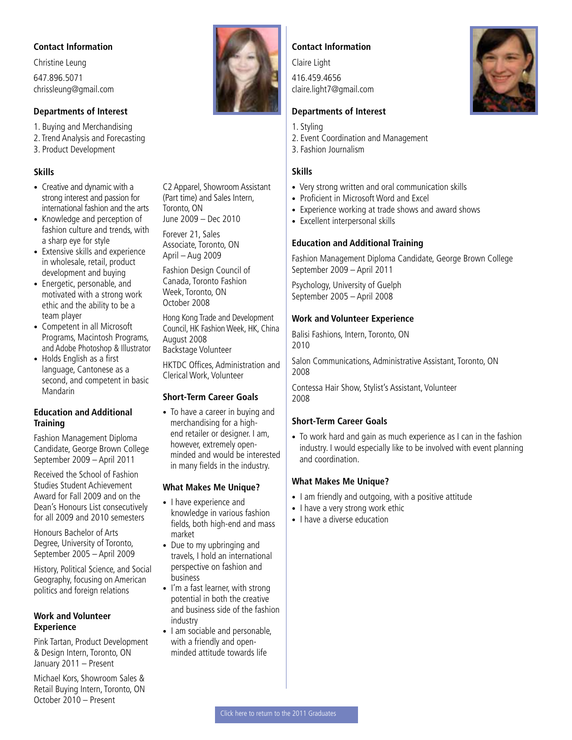## Contact Information

Christine Leung

647.896.5071
chrissleung@gmail.com

## Departments of Interest

1. Buying and Merchandising
2. Trend Analysis and Forecasting
3. Product Development

## Skills

- Creative and dynamic with a strong interest and passion for international fashion and the arts
- Knowledge and perception of fashion culture and trends, with a sharp eye for style
- Extensive skills and experience in wholesale, retail, product development and buying
- Energetic, personable, and motivated with a strong work ethic and the ability to be a team player
- Competent in all Microsoft Programs, Macintosh Programs, and Adobe Photoshop & Illustrator
- Holds English as a first language, Cantonese as a second, and competent in basic Mandarin

## Education and Additional Training

Fashion Management Diploma Candidate, George Brown College
September 2009 – April 2011

Received the School of Fashion Studies Student Achievement Award for Fall 2009 and on the Dean's Honours List consecutively for all 2009 and 2010 semesters

Honours Bachelor of Arts Degree, University of Toronto, September 2005 – April 2009

History, Political Science, and Social Geography, focusing on American politics and foreign relations

## Work and Volunteer Experience

Pink Tartan, Product Development & Design Intern, Toronto, ON
January 2011 – Present

Michael Kors, Showroom Sales & Retail Buying Intern, Toronto, ON
October 2010 – Present

C2 Apparel, Showroom Assistant (Part time) and Sales Intern, Toronto, ON
June 2009 – Dec 2010

Forever 21, Sales Associate, Toronto, ON
April – Aug 2009

Fashion Design Council of Canada, Toronto Fashion Week, Toronto, ON
October 2008

Hong Kong Trade and Development Council, HK Fashion Week, HK, China
August 2008
Backstage Volunteer

HKTDC Offices, Administration and Clerical Work, Volunteer

## Short-Term Career Goals

- To have a career in buying and merchandising for a high-end retailer or designer. I am, however, extremely open-minded and would be interested in many fields in the industry.

## What Makes Me Unique?

- I have experience and knowledge in various fashion fields, both high-end and mass market
- Due to my upbringing and travels, I hold an international perspective on fashion and business
- I'm a fast learner, with strong potential in both the creative and business side of the fashion industry
- I am sociable and personable, with a friendly and open-minded attitude towards life

## Contact Information

Claire Light

416.459.4656
claire.light7@gmail.com

## Departments of Interest

1. Styling
2. Event Coordination and Management
3. Fashion Journalism

## Skills

- Very strong written and oral communication skills
- Proficient in Microsoft Word and Excel
- Experience working at trade shows and award shows
- Excellent interpersonal skills

## Education and Additional Training

Fashion Management Diploma Candidate, George Brown College
September 2009 – April 2011

Psychology, University of Guelph
September 2005 – April 2008

## Work and Volunteer Experience

Balisi Fashions, Intern, Toronto, ON
2010

Salon Communications, Administrative Assistant, Toronto, ON
2008

Contessa Hair Show, Stylist's Assistant, Volunteer
2008

## Short-Term Career Goals

- To work hard and gain as much experience as I can in the fashion industry. I would especially like to be involved with event planning and coordination.

## What Makes Me Unique?

- I am friendly and outgoing, with a positive attitude
- I have a very strong work ethic
- I have a diverse education

Click here to return to the 2011 Graduates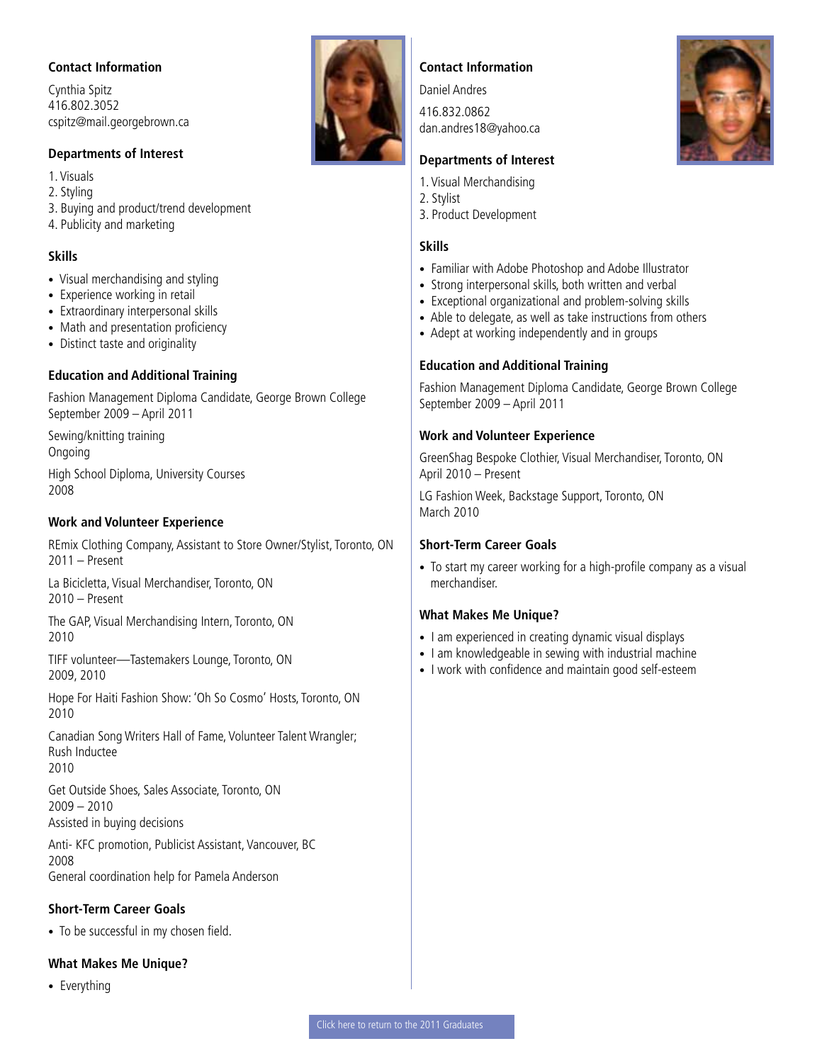### Contact Information

Cynthia Spitz
416.802.3052
cspitz@mail.georgebrown.ca

### Departments of Interest

1. Visuals
2. Styling
3. Buying and product/trend development
4. Publicity and marketing

### Skills

- Visual merchandising and styling
- Experience working in retail
- Extraordinary interpersonal skills
- Math and presentation proficiency
- Distinct taste and originality

### Education and Additional Training

Fashion Management Diploma Candidate, George Brown College
September 2009 – April 2011

Sewing/knitting training
Ongoing

High School Diploma, University Courses
2008

### Work and Volunteer Experience

REmix Clothing Company, Assistant to Store Owner/Stylist, Toronto, ON
2011 – Present

La Bicicletta, Visual Merchandiser, Toronto, ON
2010 – Present

The GAP, Visual Merchandising Intern, Toronto, ON
2010

TIFF volunteer—Tastemakers Lounge, Toronto, ON
2009, 2010

Hope For Haiti Fashion Show: 'Oh So Cosmo' Hosts, Toronto, ON
2010

Canadian Song Writers Hall of Fame, Volunteer Talent Wrangler; Rush Inductee
2010

Get Outside Shoes, Sales Associate, Toronto, ON
2009 – 2010
Assisted in buying decisions

Anti- KFC promotion, Publicist Assistant, Vancouver, BC
2008
General coordination help for Pamela Anderson

### Short-Term Career Goals

- To be successful in my chosen field.

### What Makes Me Unique?

- Everything

### Contact Information

Daniel Andres

416.832.0862
dan.andres18@yahoo.ca

### Departments of Interest

1. Visual Merchandising
2. Stylist
3. Product Development

### Skills

- Familiar with Adobe Photoshop and Adobe Illustrator
- Strong interpersonal skills, both written and verbal
- Exceptional organizational and problem-solving skills
- Able to delegate, as well as take instructions from others
- Adept at working independently and in groups

### Education and Additional Training

Fashion Management Diploma Candidate, George Brown College
September 2009 – April 2011

### Work and Volunteer Experience

GreenShag Bespoke Clothier, Visual Merchandiser, Toronto, ON
April 2010 – Present

LG Fashion Week, Backstage Support, Toronto, ON
March 2010

### Short-Term Career Goals

- To start my career working for a high-profile company as a visual merchandiser.

### What Makes Me Unique?

- I am experienced in creating dynamic visual displays
- I am knowledgeable in sewing with industrial machine
- I work with confidence and maintain good self-esteem

Click here to return to the 2011 Graduates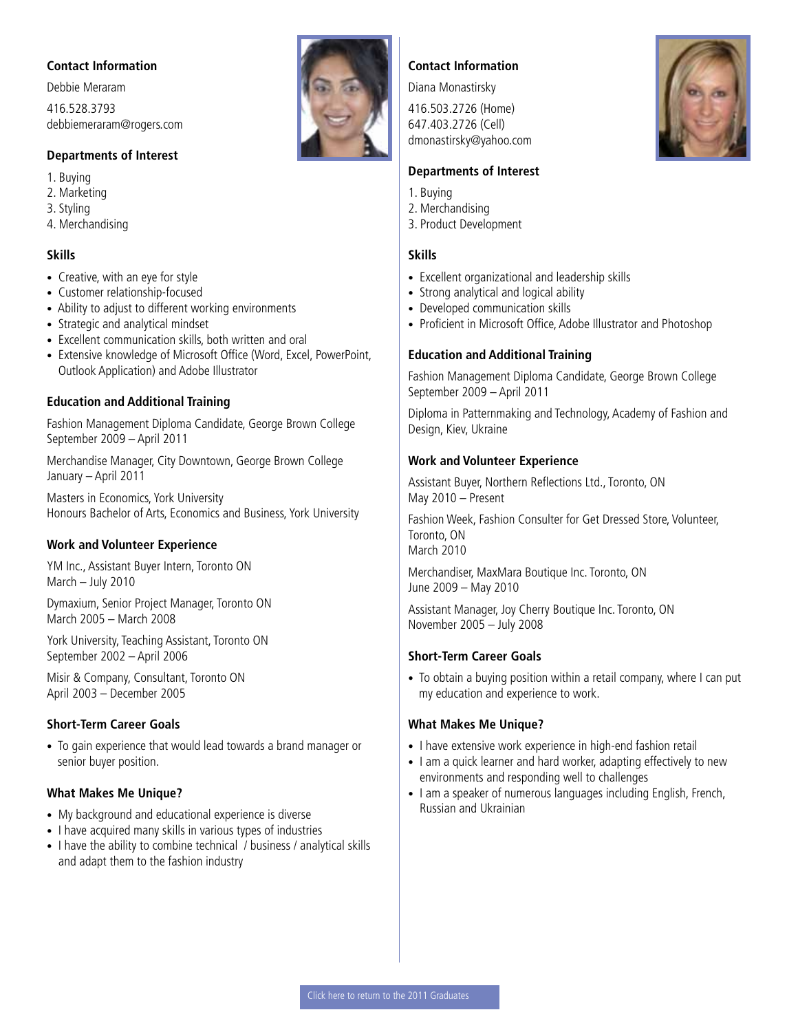## Contact Information

Debbie Meraram

416.528.3793
debbiemeraram@rogers.com

### Departments of Interest

1. Buying
2. Marketing
3. Styling
4. Merchandising

### Skills

- Creative, with an eye for style
- Customer relationship-focused
- Ability to adjust to different working environments
- Strategic and analytical mindset
- Excellent communication skills, both written and oral
- Extensive knowledge of Microsoft Office (Word, Excel, PowerPoint, Outlook Application) and Adobe Illustrator

### Education and Additional Training

Fashion Management Diploma Candidate, George Brown College
September 2009 – April 2011

Merchandise Manager, City Downtown, George Brown College
January – April 2011

Masters in Economics, York University
Honours Bachelor of Arts, Economics and Business, York University

### Work and Volunteer Experience

YM Inc., Assistant Buyer Intern, Toronto ON
March – July 2010

Dymaxium, Senior Project Manager, Toronto ON
March 2005 – March 2008

York University, Teaching Assistant, Toronto ON
September 2002 – April 2006

Misir & Company, Consultant, Toronto ON
April 2003 – December 2005

### Short-Term Career Goals

- To gain experience that would lead towards a brand manager or senior buyer position.

### What Makes Me Unique?

- My background and educational experience is diverse
- I have acquired many skills in various types of industries
- I have the ability to combine technical / business / analytical skills and adapt them to the fashion industry

## Contact Information

Diana Monastirsky

416.503.2726 (Home)
647.403.2726 (Cell)
dmonastirsky@yahoo.com

### Departments of Interest

1. Buying
2. Merchandising
3. Product Development

### Skills

- Excellent organizational and leadership skills
- Strong analytical and logical ability
- Developed communication skills
- Proficient in Microsoft Office, Adobe Illustrator and Photoshop

### Education and Additional Training

Fashion Management Diploma Candidate, George Brown College
September 2009 – April 2011

Diploma in Patternmaking and Technology, Academy of Fashion and Design, Kiev, Ukraine

### Work and Volunteer Experience

Assistant Buyer, Northern Reflections Ltd., Toronto, ON
May 2010 – Present

Fashion Week, Fashion Consulter for Get Dressed Store, Volunteer, Toronto, ON
March 2010

Merchandiser, MaxMara Boutique Inc. Toronto, ON
June 2009 – May 2010

Assistant Manager, Joy Cherry Boutique Inc. Toronto, ON
November 2005 – July 2008

### Short-Term Career Goals

- To obtain a buying position within a retail company, where I can put my education and experience to work.

### What Makes Me Unique?

- I have extensive work experience in high-end fashion retail
- I am a quick learner and hard worker, adapting effectively to new environments and responding well to challenges
- I am a speaker of numerous languages including English, French, Russian and Ukrainian

Click here to return to the 2011 Graduates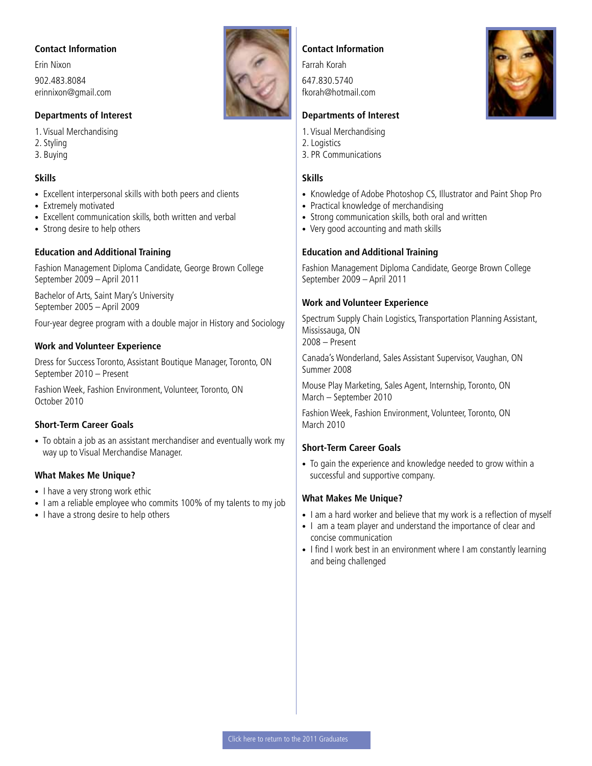### Contact Information

Erin Nixon

902.483.8084
erinnixon@gmail.com

### Departments of Interest

1. Visual Merchandising
2. Styling
3. Buying

### Skills

- Excellent interpersonal skills with both peers and clients
- Extremely motivated
- Excellent communication skills, both written and verbal
- Strong desire to help others

### Education and Additional Training

Fashion Management Diploma Candidate, George Brown College
September 2009 – April 2011

Bachelor of Arts, Saint Mary's University
September 2005 – April 2009

Four-year degree program with a double major in History and Sociology

### Work and Volunteer Experience

Dress for Success Toronto, Assistant Boutique Manager, Toronto, ON
September 2010 – Present

Fashion Week, Fashion Environment, Volunteer, Toronto, ON
October 2010

### Short-Term Career Goals

- To obtain a job as an assistant merchandiser and eventually work my way up to Visual Merchandise Manager.

### What Makes Me Unique?

- I have a very strong work ethic
- I am a reliable employee who commits 100% of my talents to my job
- I have a strong desire to help others

### Contact Information

Farrah Korah

647.830.5740
fkorah@hotmail.com

### Departments of Interest

1. Visual Merchandising
2. Logistics
3. PR Communications

### Skills

- Knowledge of Adobe Photoshop CS, Illustrator and Paint Shop Pro
- Practical knowledge of merchandising
- Strong communication skills, both oral and written
- Very good accounting and math skills

### Education and Additional Training

Fashion Management Diploma Candidate, George Brown College
September 2009 – April 2011

### Work and Volunteer Experience

Spectrum Supply Chain Logistics, Transportation Planning Assistant, Mississauga, ON
2008 – Present

Canada's Wonderland, Sales Assistant Supervisor, Vaughan, ON
Summer 2008

Mouse Play Marketing, Sales Agent, Internship, Toronto, ON
March – September 2010

Fashion Week, Fashion Environment, Volunteer, Toronto, ON
March 2010

### Short-Term Career Goals

- To gain the experience and knowledge needed to grow within a successful and supportive company.

### What Makes Me Unique?

- I am a hard worker and believe that my work is a reflection of myself
- I am a team player and understand the importance of clear and concise communication
- I find I work best in an environment where I am constantly learning and being challenged

Click here to return to the 2011 Graduates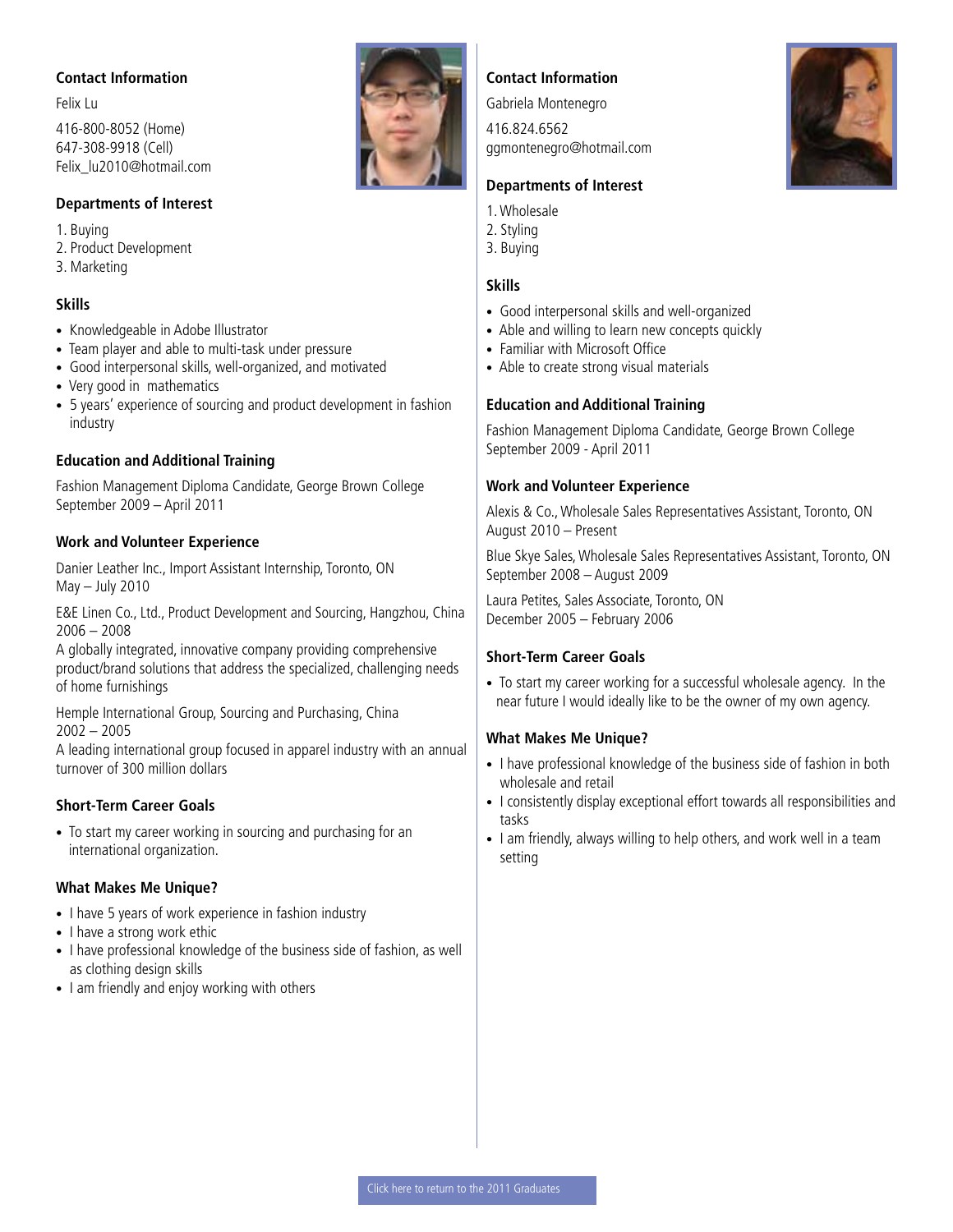### Contact Information

Felix Lu

416-800-8052 (Home)
647-308-9918 (Cell)
Felix_lu2010@hotmail.com

### Departments of Interest

1. Buying
2. Product Development
3. Marketing

### Skills

- Knowledgeable in Adobe Illustrator
- Team player and able to multi-task under pressure
- Good interpersonal skills, well-organized, and motivated
- Very good in mathematics
- 5 years' experience of sourcing and product development in fashion industry

### Education and Additional Training

Fashion Management Diploma Candidate, George Brown College
September 2009 – April 2011

### Work and Volunteer Experience

Danier Leather Inc., Import Assistant Internship, Toronto, ON
May – July 2010

E&E Linen Co., Ltd., Product Development and Sourcing, Hangzhou, China
2006 – 2008
A globally integrated, innovative company providing comprehensive product/brand solutions that address the specialized, challenging needs of home furnishings

Hemple International Group, Sourcing and Purchasing, China
2002 – 2005
A leading international group focused in apparel industry with an annual turnover of 300 million dollars

### Short-Term Career Goals

- To start my career working in sourcing and purchasing for an international organization.

### What Makes Me Unique?

- I have 5 years of work experience in fashion industry
- I have a strong work ethic
- I have professional knowledge of the business side of fashion, as well as clothing design skills
- I am friendly and enjoy working with others

### Contact Information

Gabriela Montenegro

416.824.6562
ggmontenegro@hotmail.com

### Departments of Interest

1. Wholesale
2. Styling
3. Buying

### Skills

- Good interpersonal skills and well-organized
- Able and willing to learn new concepts quickly
- Familiar with Microsoft Office
- Able to create strong visual materials

### Education and Additional Training

Fashion Management Diploma Candidate, George Brown College
September 2009 - April 2011

### Work and Volunteer Experience

Alexis & Co., Wholesale Sales Representatives Assistant, Toronto, ON
August 2010 – Present

Blue Skye Sales, Wholesale Sales Representatives Assistant, Toronto, ON
September 2008 – August 2009

Laura Petites, Sales Associate, Toronto, ON
December 2005 – February 2006

### Short-Term Career Goals

- To start my career working for a successful wholesale agency. In the near future I would ideally like to be the owner of my own agency.

### What Makes Me Unique?

- I have professional knowledge of the business side of fashion in both wholesale and retail
- I consistently display exceptional effort towards all responsibilities and tasks
- I am friendly, always willing to help others, and work well in a team setting

Click here to return to the 2011 Graduates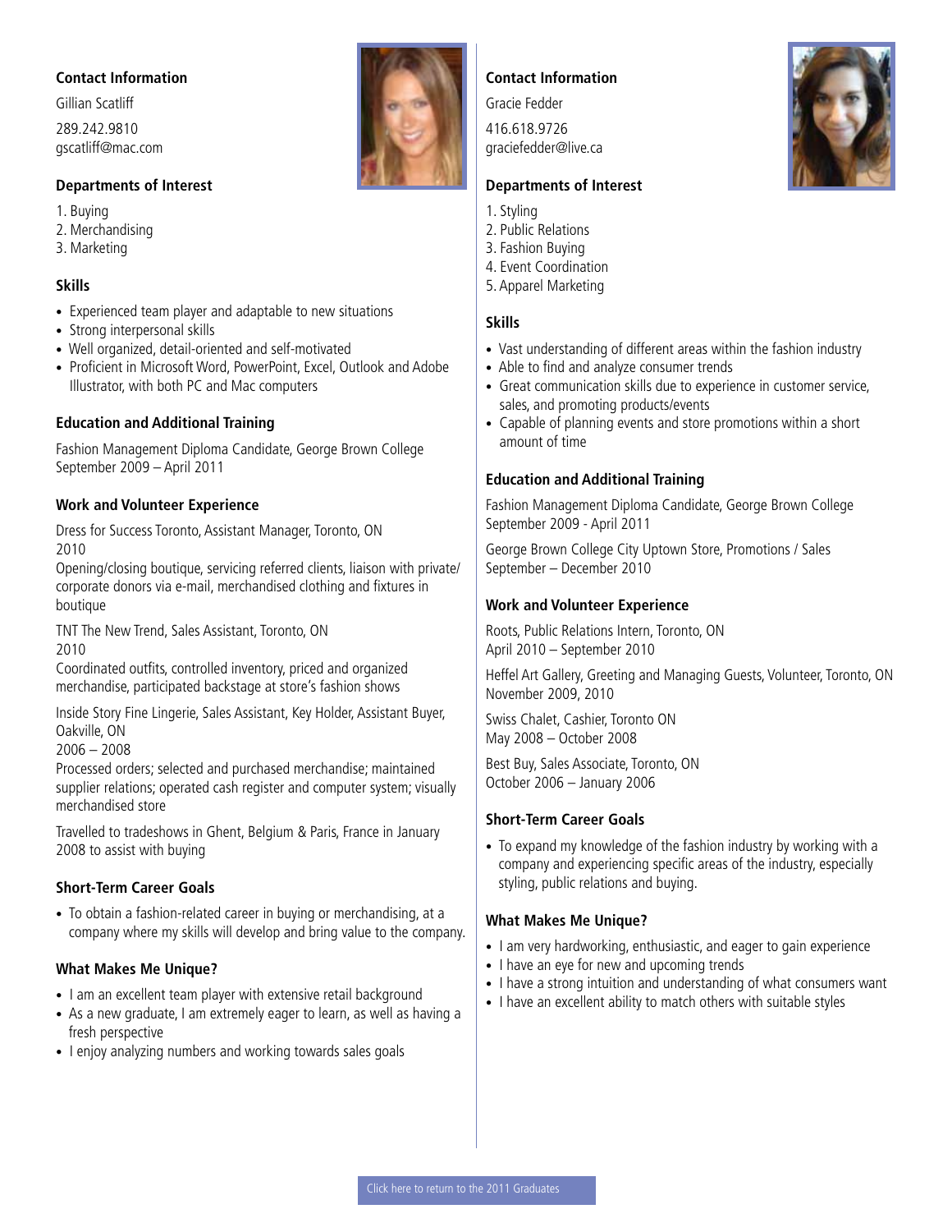## Contact Information

Gillian Scatliff

289.242.9810
gscatliff@mac.com

### Departments of Interest

1. Buying
2. Merchandising
3. Marketing

### Skills

- Experienced team player and adaptable to new situations
- Strong interpersonal skills
- Well organized, detail-oriented and self-motivated
- Proficient in Microsoft Word, PowerPoint, Excel, Outlook and Adobe Illustrator, with both PC and Mac computers

### Education and Additional Training

Fashion Management Diploma Candidate, George Brown College
September 2009 – April 2011

### Work and Volunteer Experience

Dress for Success Toronto, Assistant Manager, Toronto, ON
2010
Opening/closing boutique, servicing referred clients, liaison with private/corporate donors via e-mail, merchandised clothing and fixtures in boutique

TNT The New Trend, Sales Assistant, Toronto, ON
2010
Coordinated outfits, controlled inventory, priced and organized merchandise, participated backstage at store's fashion shows

Inside Story Fine Lingerie, Sales Assistant, Key Holder, Assistant Buyer, Oakville, ON
2006 – 2008
Processed orders; selected and purchased merchandise; maintained supplier relations; operated cash register and computer system; visually merchandised store

Travelled to tradeshows in Ghent, Belgium & Paris, France in January 2008 to assist with buying

### Short-Term Career Goals

- To obtain a fashion-related career in buying or merchandising, at a company where my skills will develop and bring value to the company.

### What Makes Me Unique?

- I am an excellent team player with extensive retail background
- As a new graduate, I am extremely eager to learn, as well as having a fresh perspective
- I enjoy analyzing numbers and working towards sales goals

## Contact Information

Gracie Fedder

416.618.9726
graciefedder@live.ca

### Departments of Interest

1. Styling
2. Public Relations
3. Fashion Buying
4. Event Coordination
5. Apparel Marketing

### Skills

- Vast understanding of different areas within the fashion industry
- Able to find and analyze consumer trends
- Great communication skills due to experience in customer service, sales, and promoting products/events
- Capable of planning events and store promotions within a short amount of time

### Education and Additional Training

Fashion Management Diploma Candidate, George Brown College
September 2009 - April 2011

George Brown College City Uptown Store, Promotions / Sales
September – December 2010

### Work and Volunteer Experience

Roots, Public Relations Intern, Toronto, ON
April 2010 – September 2010

Heffel Art Gallery, Greeting and Managing Guests, Volunteer, Toronto, ON
November 2009, 2010

Swiss Chalet, Cashier, Toronto ON
May 2008 – October 2008

Best Buy, Sales Associate, Toronto, ON
October 2006 – January 2006

### Short-Term Career Goals

- To expand my knowledge of the fashion industry by working with a company and experiencing specific areas of the industry, especially styling, public relations and buying.

### What Makes Me Unique?

- I am very hardworking, enthusiastic, and eager to gain experience
- I have an eye for new and upcoming trends
- I have a strong intuition and understanding of what consumers want
- I have an excellent ability to match others with suitable styles

Click here to return to the 2011 Graduates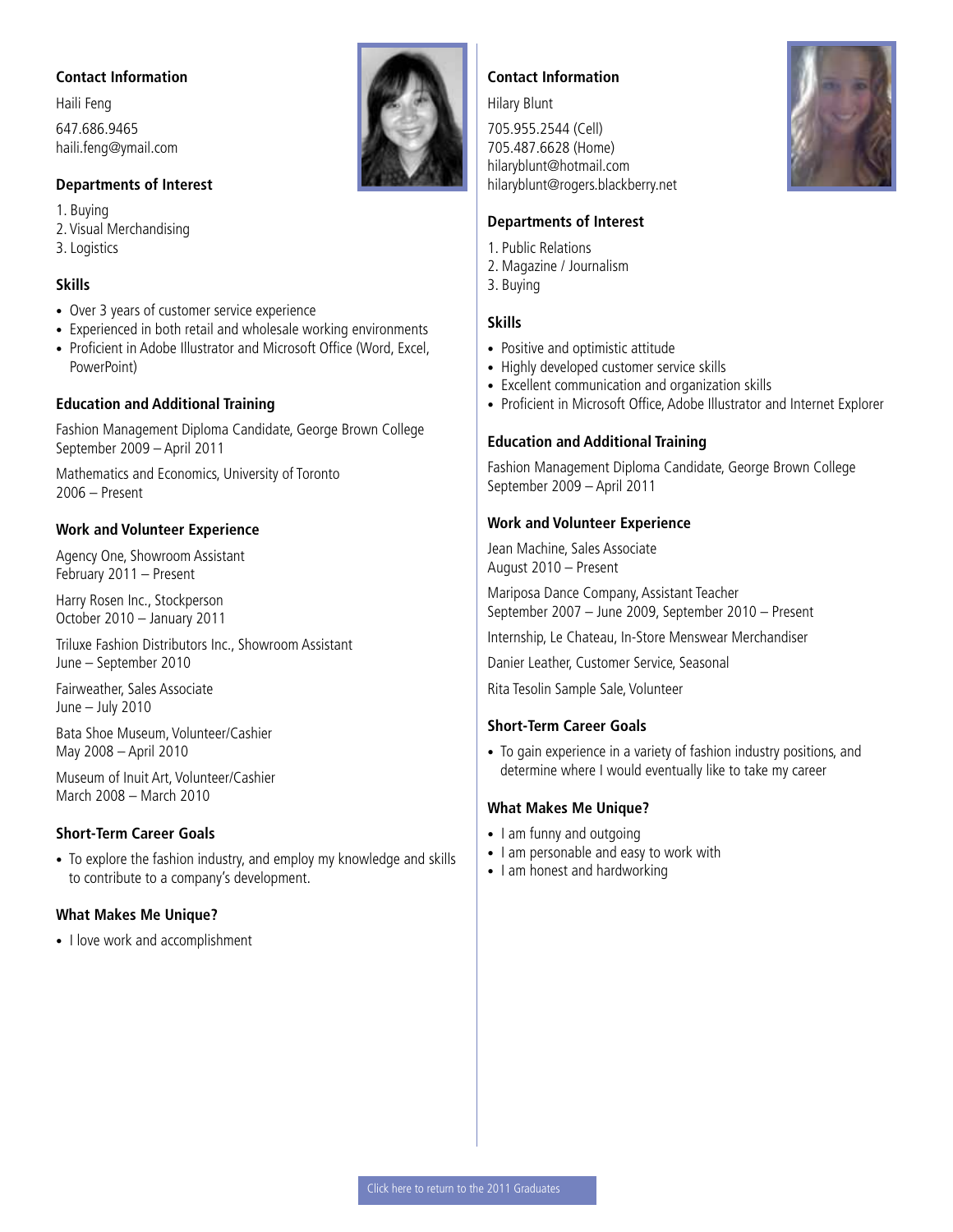## Contact Information

Haili Feng

647.686.9465
haili.feng@ymail.com

### Departments of Interest

1. Buying
2. Visual Merchandising
3. Logistics

### Skills

- Over 3 years of customer service experience
- Experienced in both retail and wholesale working environments
- Proficient in Adobe Illustrator and Microsoft Office (Word, Excel, PowerPoint)

### Education and Additional Training

Fashion Management Diploma Candidate, George Brown College
September 2009 – April 2011

Mathematics and Economics, University of Toronto
2006 – Present

### Work and Volunteer Experience

Agency One, Showroom Assistant
February 2011 – Present

Harry Rosen Inc., Stockperson
October 2010 – January 2011

Triluxe Fashion Distributors Inc., Showroom Assistant
June – September 2010

Fairweather, Sales Associate
June – July 2010

Bata Shoe Museum, Volunteer/Cashier
May 2008 – April 2010

Museum of Inuit Art, Volunteer/Cashier
March 2008 – March 2010

### Short-Term Career Goals

- To explore the fashion industry, and employ my knowledge and skills to contribute to a company's development.

### What Makes Me Unique?

- I love work and accomplishment

## Contact Information

Hilary Blunt

705.955.2544 (Cell)
705.487.6628 (Home)
hilaryblunt@hotmail.com
hilaryblunt@rogers.blackberry.net

### Departments of Interest

1. Public Relations
2. Magazine / Journalism
3. Buying

### Skills

- Positive and optimistic attitude
- Highly developed customer service skills
- Excellent communication and organization skills
- Proficient in Microsoft Office, Adobe Illustrator and Internet Explorer

### Education and Additional Training

Fashion Management Diploma Candidate, George Brown College
September 2009 – April 2011

### Work and Volunteer Experience

Jean Machine, Sales Associate
August 2010 – Present

Mariposa Dance Company, Assistant Teacher
September 2007 – June 2009, September 2010 – Present

Internship, Le Chateau, In-Store Menswear Merchandiser

Danier Leather, Customer Service, Seasonal

Rita Tesolin Sample Sale, Volunteer

### Short-Term Career Goals

- To gain experience in a variety of fashion industry positions, and determine where I would eventually like to take my career

### What Makes Me Unique?

- I am funny and outgoing
- I am personable and easy to work with
- I am honest and hardworking

Click here to return to the 2011 Graduates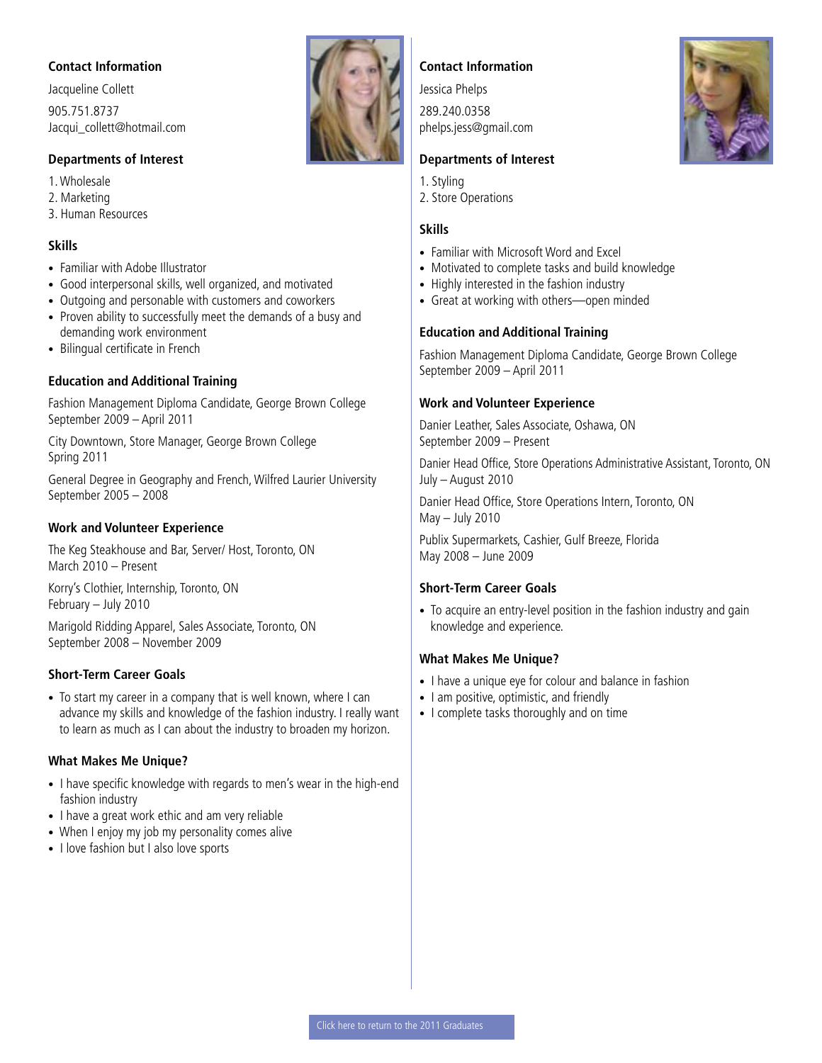### Contact Information

Jacqueline Collett

905.751.8737
Jacqui_collett@hotmail.com

### Departments of Interest

1. Wholesale
2. Marketing
3. Human Resources

### Skills

- Familiar with Adobe Illustrator
- Good interpersonal skills, well organized, and motivated
- Outgoing and personable with customers and coworkers
- Proven ability to successfully meet the demands of a busy and demanding work environment
- Bilingual certificate in French

### Education and Additional Training

Fashion Management Diploma Candidate, George Brown College
September 2009 – April 2011

City Downtown, Store Manager, George Brown College
Spring 2011

General Degree in Geography and French, Wilfred Laurier University
September 2005 – 2008

### Work and Volunteer Experience

The Keg Steakhouse and Bar, Server/ Host, Toronto, ON
March 2010 – Present

Korry's Clothier, Internship, Toronto, ON
February – July 2010

Marigold Ridding Apparel, Sales Associate, Toronto, ON
September 2008 – November 2009

### Short-Term Career Goals

- To start my career in a company that is well known, where I can advance my skills and knowledge of the fashion industry. I really want to learn as much as I can about the industry to broaden my horizon.

### What Makes Me Unique?

- I have specific knowledge with regards to men's wear in the high-end fashion industry
- I have a great work ethic and am very reliable
- When I enjoy my job my personality comes alive
- I love fashion but I also love sports

---

### Contact Information

Jessica Phelps

289.240.0358
phelps.jess@gmail.com

### Departments of Interest

1. Styling
2. Store Operations

### Skills

- Familiar with Microsoft Word and Excel
- Motivated to complete tasks and build knowledge
- Highly interested in the fashion industry
- Great at working with others—open minded

### Education and Additional Training

Fashion Management Diploma Candidate, George Brown College
September 2009 – April 2011

### Work and Volunteer Experience

Danier Leather, Sales Associate, Oshawa, ON
September 2009 – Present

Danier Head Office, Store Operations Administrative Assistant, Toronto, ON
July – August 2010

Danier Head Office, Store Operations Intern, Toronto, ON
May – July 2010

Publix Supermarkets, Cashier, Gulf Breeze, Florida
May 2008 – June 2009

### Short-Term Career Goals

- To acquire an entry-level position in the fashion industry and gain knowledge and experience.

### What Makes Me Unique?

- I have a unique eye for colour and balance in fashion
- I am positive, optimistic, and friendly
- I complete tasks thoroughly and on time

Click here to return to the 2011 Graduates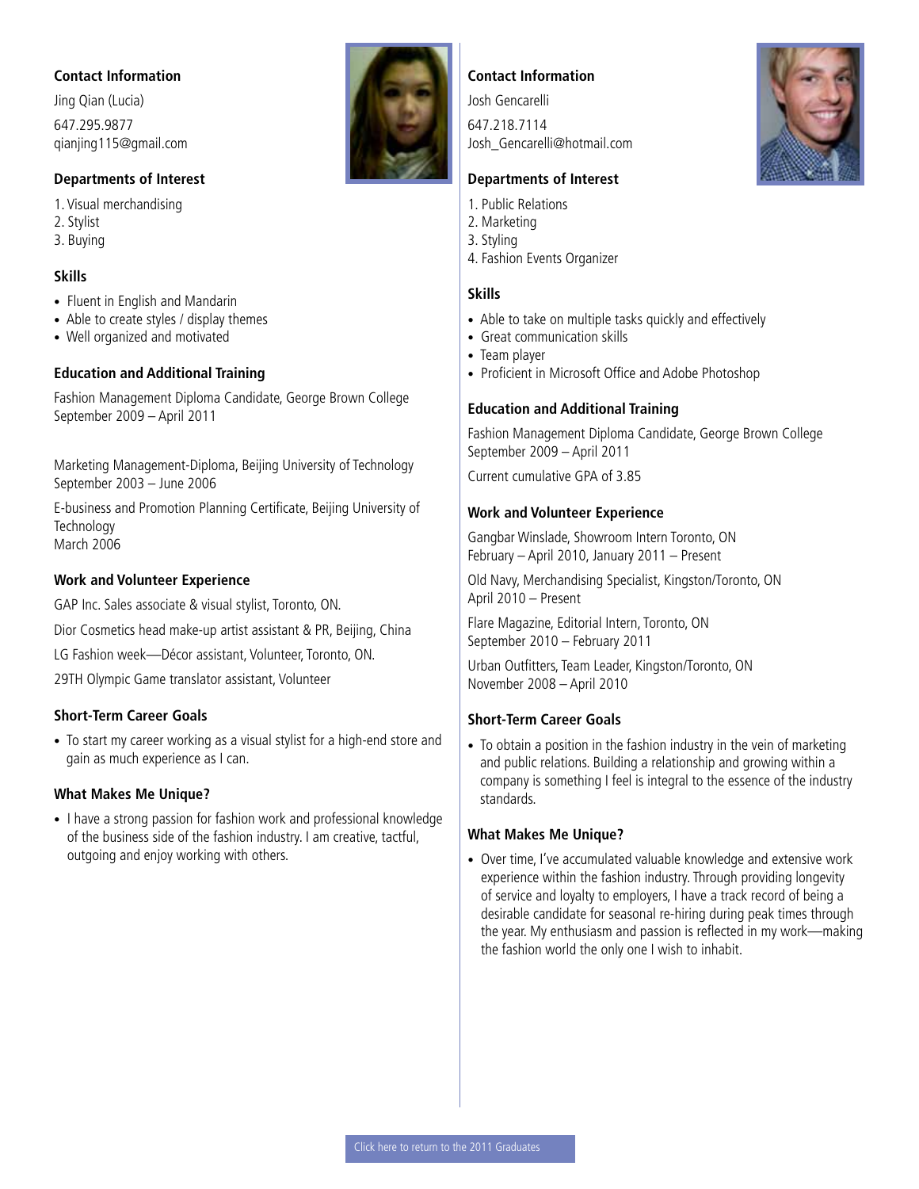### Contact Information

Jing Qian (Lucia)

647.295.9877
qianjing115@gmail.com

### Departments of Interest

1. Visual merchandising
2. Stylist
3. Buying

### Skills

- Fluent in English and Mandarin
- Able to create styles / display themes
- Well organized and motivated

### Education and Additional Training

Fashion Management Diploma Candidate, George Brown College
September 2009 – April 2011

Marketing Management-Diploma, Beijing University of Technology
September 2003 – June 2006

E-business and Promotion Planning Certificate, Beijing University of Technology
March 2006

### Work and Volunteer Experience

GAP Inc. Sales associate & visual stylist, Toronto, ON.

Dior Cosmetics head make-up artist assistant & PR, Beijing, China

LG Fashion week—Décor assistant, Volunteer, Toronto, ON.

29TH Olympic Game translator assistant, Volunteer

### Short-Term Career Goals

- To start my career working as a visual stylist for a high-end store and gain as much experience as I can.

### What Makes Me Unique?

- I have a strong passion for fashion work and professional knowledge of the business side of the fashion industry. I am creative, tactful, outgoing and enjoy working with others.

### Contact Information

Josh Gencarelli

647.218.7114
Josh_Gencarelli@hotmail.com

### Departments of Interest

1. Public Relations
2. Marketing
3. Styling
4. Fashion Events Organizer

### Skills

- Able to take on multiple tasks quickly and effectively
- Great communication skills
- Team player
- Proficient in Microsoft Office and Adobe Photoshop

### Education and Additional Training

Fashion Management Diploma Candidate, George Brown College
September 2009 – April 2011

Current cumulative GPA of 3.85

### Work and Volunteer Experience

Gangbar Winslade, Showroom Intern Toronto, ON
February – April 2010, January 2011 – Present

Old Navy, Merchandising Specialist, Kingston/Toronto, ON
April 2010 – Present

Flare Magazine, Editorial Intern, Toronto, ON
September 2010 – February 2011

Urban Outfitters, Team Leader, Kingston/Toronto, ON
November 2008 – April 2010

### Short-Term Career Goals

- To obtain a position in the fashion industry in the vein of marketing and public relations. Building a relationship and growing within a company is something I feel is integral to the essence of the industry standards.

### What Makes Me Unique?

- Over time, I've accumulated valuable knowledge and extensive work experience within the fashion industry. Through providing longevity of service and loyalty to employers, I have a track record of being a desirable candidate for seasonal re-hiring during peak times through the year. My enthusiasm and passion is reflected in my work—making the fashion world the only one I wish to inhabit.

Click here to return to the 2011 Graduates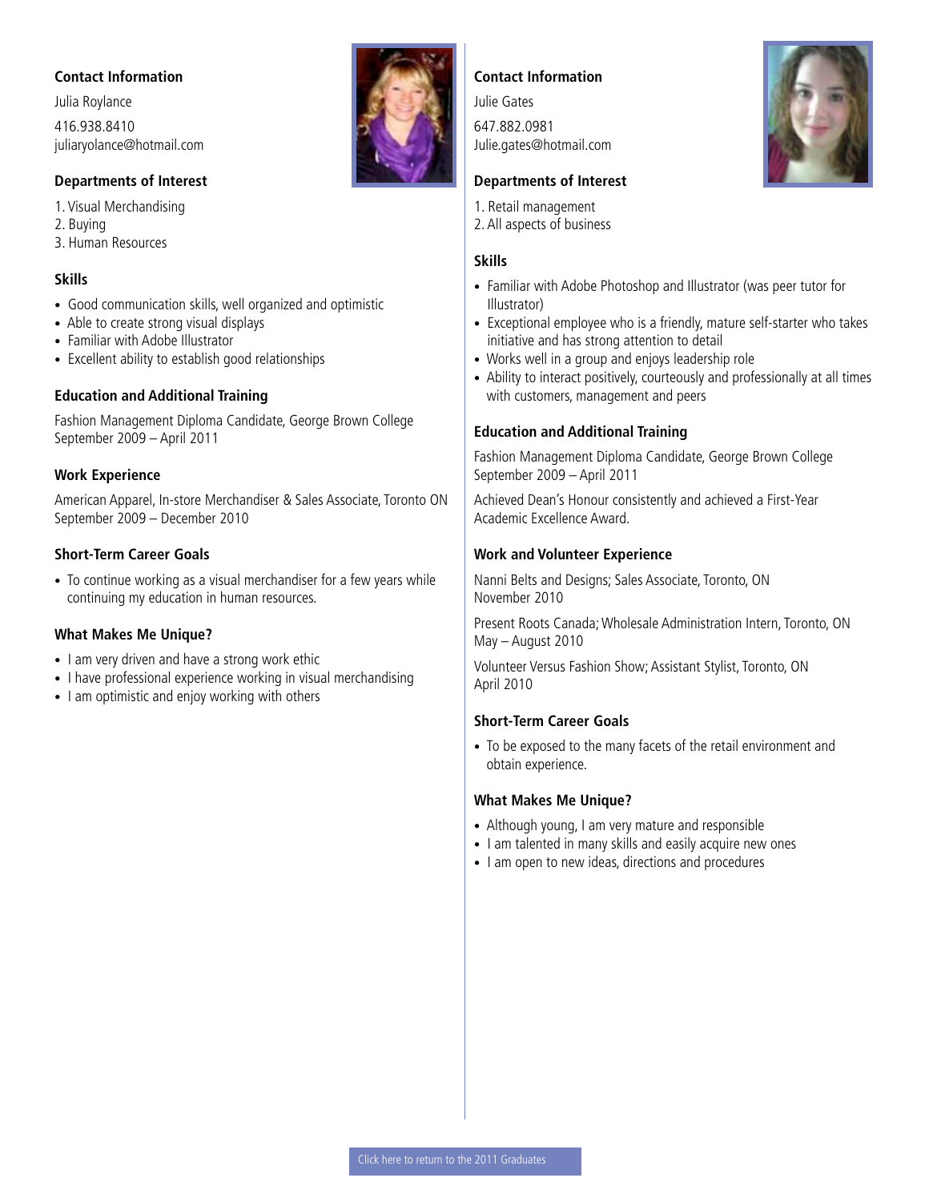### Contact Information

Julia Roylance

416.938.8410
juliaryolance@hotmail.com

### Departments of Interest

1. Visual Merchandising
2. Buying
3. Human Resources

### Skills

- Good communication skills, well organized and optimistic
- Able to create strong visual displays
- Familiar with Adobe Illustrator
- Excellent ability to establish good relationships

### Education and Additional Training

Fashion Management Diploma Candidate, George Brown College
September 2009 – April 2011

### Work Experience

American Apparel, In-store Merchandiser & Sales Associate, Toronto ON
September 2009 – December 2010

### Short-Term Career Goals

- To continue working as a visual merchandiser for a few years while continuing my education in human resources.

### What Makes Me Unique?

- I am very driven and have a strong work ethic
- I have professional experience working in visual merchandising
- I am optimistic and enjoy working with others

---

### Contact Information

Julie Gates

647.882.0981
Julie.gates@hotmail.com

### Departments of Interest

1. Retail management
2. All aspects of business

### Skills

- Familiar with Adobe Photoshop and Illustrator (was peer tutor for Illustrator)
- Exceptional employee who is a friendly, mature self-starter who takes initiative and has strong attention to detail
- Works well in a group and enjoys leadership role
- Ability to interact positively, courteously and professionally at all times with customers, management and peers

### Education and Additional Training

Fashion Management Diploma Candidate, George Brown College
September 2009 – April 2011

Achieved Dean's Honour consistently and achieved a First-Year Academic Excellence Award.

### Work and Volunteer Experience

Nanni Belts and Designs; Sales Associate, Toronto, ON
November 2010

Present Roots Canada; Wholesale Administration Intern, Toronto, ON
May – August 2010

Volunteer Versus Fashion Show; Assistant Stylist, Toronto, ON
April 2010

### Short-Term Career Goals

- To be exposed to the many facets of the retail environment and obtain experience.

### What Makes Me Unique?

- Although young, I am very mature and responsible
- I am talented in many skills and easily acquire new ones
- I am open to new ideas, directions and procedures

Click here to return to the 2011 Graduates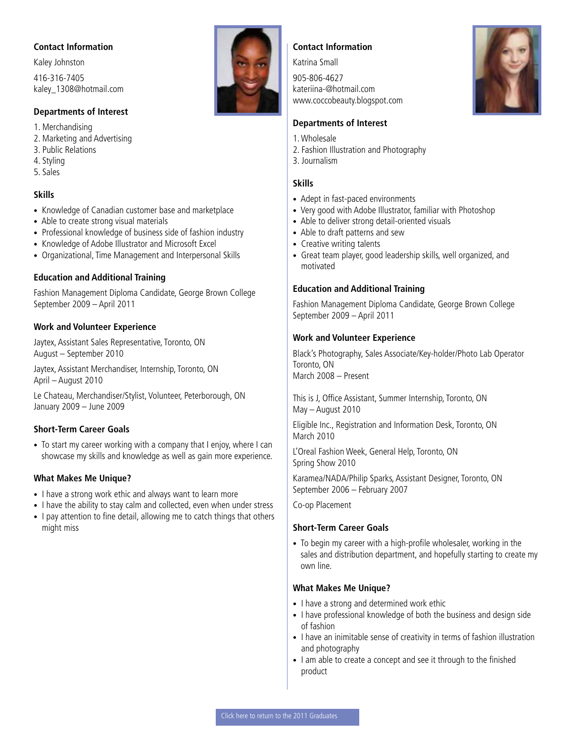### Contact Information

Kaley Johnston

416-316-7405
kaley_1308@hotmail.com

### Departments of Interest

1. Merchandising
2. Marketing and Advertising
3. Public Relations
4. Styling
5. Sales

### Skills

- Knowledge of Canadian customer base and marketplace
- Able to create strong visual materials
- Professional knowledge of business side of fashion industry
- Knowledge of Adobe Illustrator and Microsoft Excel
- Organizational, Time Management and Interpersonal Skills

### Education and Additional Training

Fashion Management Diploma Candidate, George Brown College
September 2009 – April 2011

### Work and Volunteer Experience

Jaytex, Assistant Sales Representative, Toronto, ON
August – September 2010

Jaytex, Assistant Merchandiser, Internship, Toronto, ON
April – August 2010

Le Chateau, Merchandiser/Stylist, Volunteer, Peterborough, ON
January 2009 – June 2009

### Short-Term Career Goals

- To start my career working with a company that I enjoy, where I can showcase my skills and knowledge as well as gain more experience.

### What Makes Me Unique?

- I have a strong work ethic and always want to learn more
- I have the ability to stay calm and collected, even when under stress
- I pay attention to fine detail, allowing me to catch things that others might miss

### Contact Information

Katrina Small

905-806-4627
kateriina-@hotmail.com
www.coccobeauty.blogspot.com

### Departments of Interest

1. Wholesale
2. Fashion Illustration and Photography
3. Journalism

### Skills

- Adept in fast-paced environments
- Very good with Adobe Illustrator, familiar with Photoshop
- Able to deliver strong detail-oriented visuals
- Able to draft patterns and sew
- Creative writing talents
- Great team player, good leadership skills, well organized, and motivated

### Education and Additional Training

Fashion Management Diploma Candidate, George Brown College
September 2009 – April 2011

### Work and Volunteer Experience

Black's Photography, Sales Associate/Key-holder/Photo Lab Operator
Toronto, ON
March 2008 – Present

This is J, Office Assistant, Summer Internship, Toronto, ON
May – August 2010

Eligible Inc., Registration and Information Desk, Toronto, ON
March 2010

L'Oreal Fashion Week, General Help, Toronto, ON
Spring Show 2010

Karamea/NADA/Philip Sparks, Assistant Designer, Toronto, ON
September 2006 – February 2007

Co-op Placement

### Short-Term Career Goals

- To begin my career with a high-profile wholesaler, working in the sales and distribution department, and hopefully starting to create my own line.

### What Makes Me Unique?

- I have a strong and determined work ethic
- I have professional knowledge of both the business and design side of fashion
- I have an inimitable sense of creativity in terms of fashion illustration and photography
- I am able to create a concept and see it through to the finished product

Click here to return to the 2011 Graduates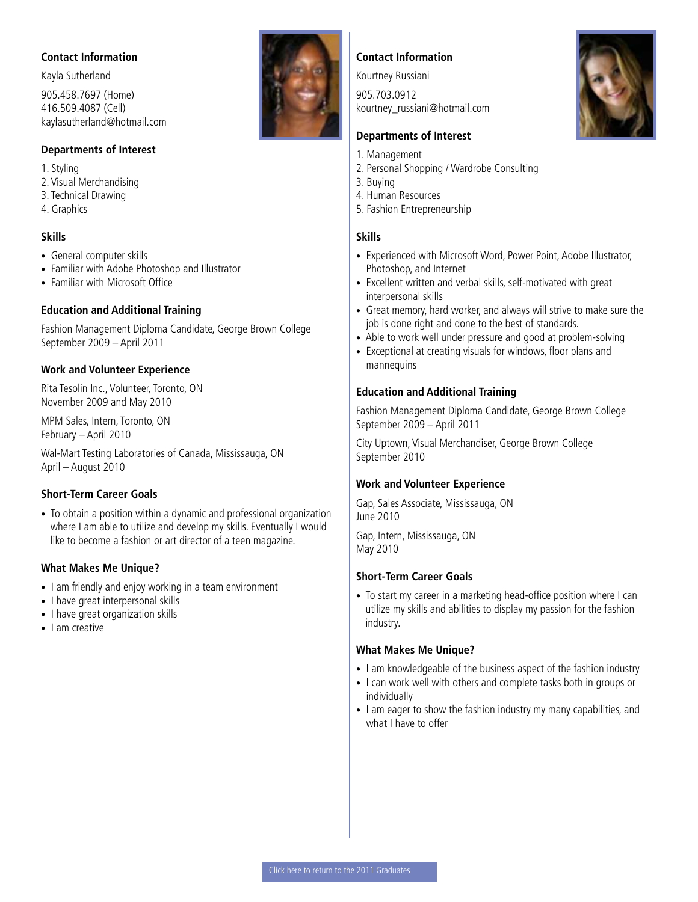### Contact Information

Kayla Sutherland

905.458.7697 (Home)
416.509.4087 (Cell)
kaylasutherland@hotmail.com

### Departments of Interest

1. Styling
2. Visual Merchandising
3. Technical Drawing
4. Graphics

### Skills

- General computer skills
- Familiar with Adobe Photoshop and Illustrator
- Familiar with Microsoft Office

### Education and Additional Training

Fashion Management Diploma Candidate, George Brown College
September 2009 – April 2011

### Work and Volunteer Experience

Rita Tesolin Inc., Volunteer, Toronto, ON
November 2009 and May 2010

MPM Sales, Intern, Toronto, ON
February – April 2010

Wal-Mart Testing Laboratories of Canada, Mississauga, ON
April – August 2010

### Short-Term Career Goals

- To obtain a position within a dynamic and professional organization where I am able to utilize and develop my skills. Eventually I would like to become a fashion or art director of a teen magazine.

### What Makes Me Unique?

- I am friendly and enjoy working in a team environment
- I have great interpersonal skills
- I have great organization skills
- I am creative

### Contact Information

Kourtney Russiani

905.703.0912
kourtney_russiani@hotmail.com

### Departments of Interest

1. Management
2. Personal Shopping / Wardrobe Consulting
3. Buying
4. Human Resources
5. Fashion Entrepreneurship

### Skills

- Experienced with Microsoft Word, Power Point, Adobe Illustrator, Photoshop, and Internet
- Excellent written and verbal skills, self-motivated with great interpersonal skills
- Great memory, hard worker, and always will strive to make sure the job is done right and done to the best of standards.
- Able to work well under pressure and good at problem-solving
- Exceptional at creating visuals for windows, floor plans and mannequins

### Education and Additional Training

Fashion Management Diploma Candidate, George Brown College
September 2009 – April 2011

City Uptown, Visual Merchandiser, George Brown College
September 2010

### Work and Volunteer Experience

Gap, Sales Associate, Mississauga, ON
June 2010

Gap, Intern, Mississauga, ON
May 2010

### Short-Term Career Goals

- To start my career in a marketing head-office position where I can utilize my skills and abilities to display my passion for the fashion industry.

### What Makes Me Unique?

- I am knowledgeable of the business aspect of the fashion industry
- I can work well with others and complete tasks both in groups or individually
- I am eager to show the fashion industry my many capabilities, and what I have to offer

Click here to return to the 2011 Graduates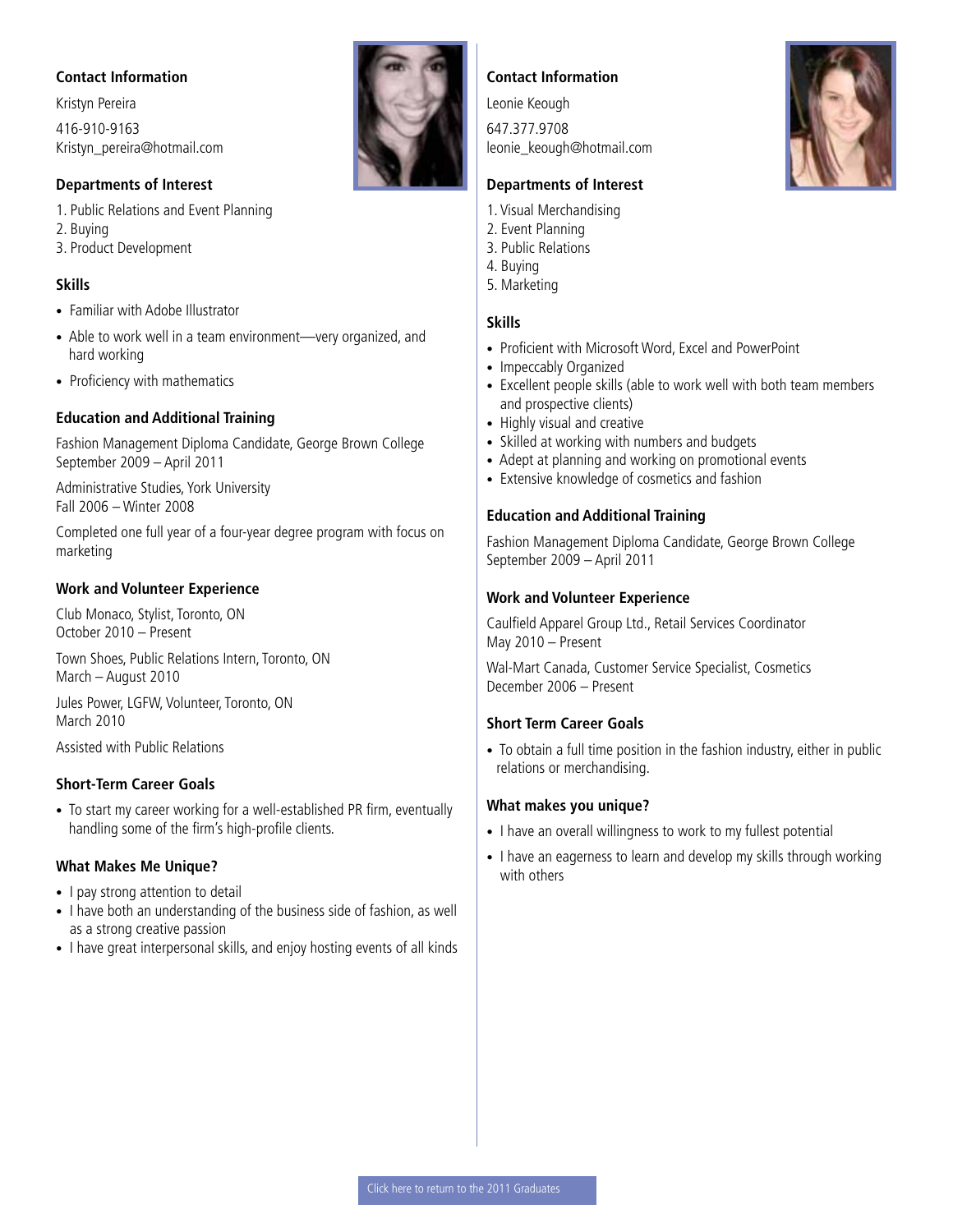### Contact Information

Kristyn Pereira

416-910-9163
Kristyn_pereira@hotmail.com

### Departments of Interest

1. Public Relations and Event Planning
2. Buying
3. Product Development

### Skills

- Familiar with Adobe Illustrator
- Able to work well in a team environment—very organized, and hard working
- Proficiency with mathematics

### Education and Additional Training

Fashion Management Diploma Candidate, George Brown College
September 2009 – April 2011

Administrative Studies, York University
Fall 2006 – Winter 2008

Completed one full year of a four-year degree program with focus on marketing

### Work and Volunteer Experience

Club Monaco, Stylist, Toronto, ON
October 2010 – Present

Town Shoes, Public Relations Intern, Toronto, ON
March – August 2010

Jules Power, LGFW, Volunteer, Toronto, ON
March 2010

Assisted with Public Relations

### Short-Term Career Goals

- To start my career working for a well-established PR firm, eventually handling some of the firm's high-profile clients.

### What Makes Me Unique?

- I pay strong attention to detail
- I have both an understanding of the business side of fashion, as well as a strong creative passion
- I have great interpersonal skills, and enjoy hosting events of all kinds

---

### Contact Information

Leonie Keough

647.377.9708
leonie_keough@hotmail.com

### Departments of Interest

1. Visual Merchandising
2. Event Planning
3. Public Relations
4. Buying
5. Marketing

### Skills

- Proficient with Microsoft Word, Excel and PowerPoint
- Impeccably Organized
- Excellent people skills (able to work well with both team members and prospective clients)
- Highly visual and creative
- Skilled at working with numbers and budgets
- Adept at planning and working on promotional events
- Extensive knowledge of cosmetics and fashion

### Education and Additional Training

Fashion Management Diploma Candidate, George Brown College
September 2009 – April 2011

### Work and Volunteer Experience

Caulfield Apparel Group Ltd., Retail Services Coordinator
May 2010 – Present

Wal-Mart Canada, Customer Service Specialist, Cosmetics
December 2006 – Present

### Short Term Career Goals

- To obtain a full time position in the fashion industry, either in public relations or merchandising.

### What makes you unique?

- I have an overall willingness to work to my fullest potential
- I have an eagerness to learn and develop my skills through working with others

Click here to return to the 2011 Graduates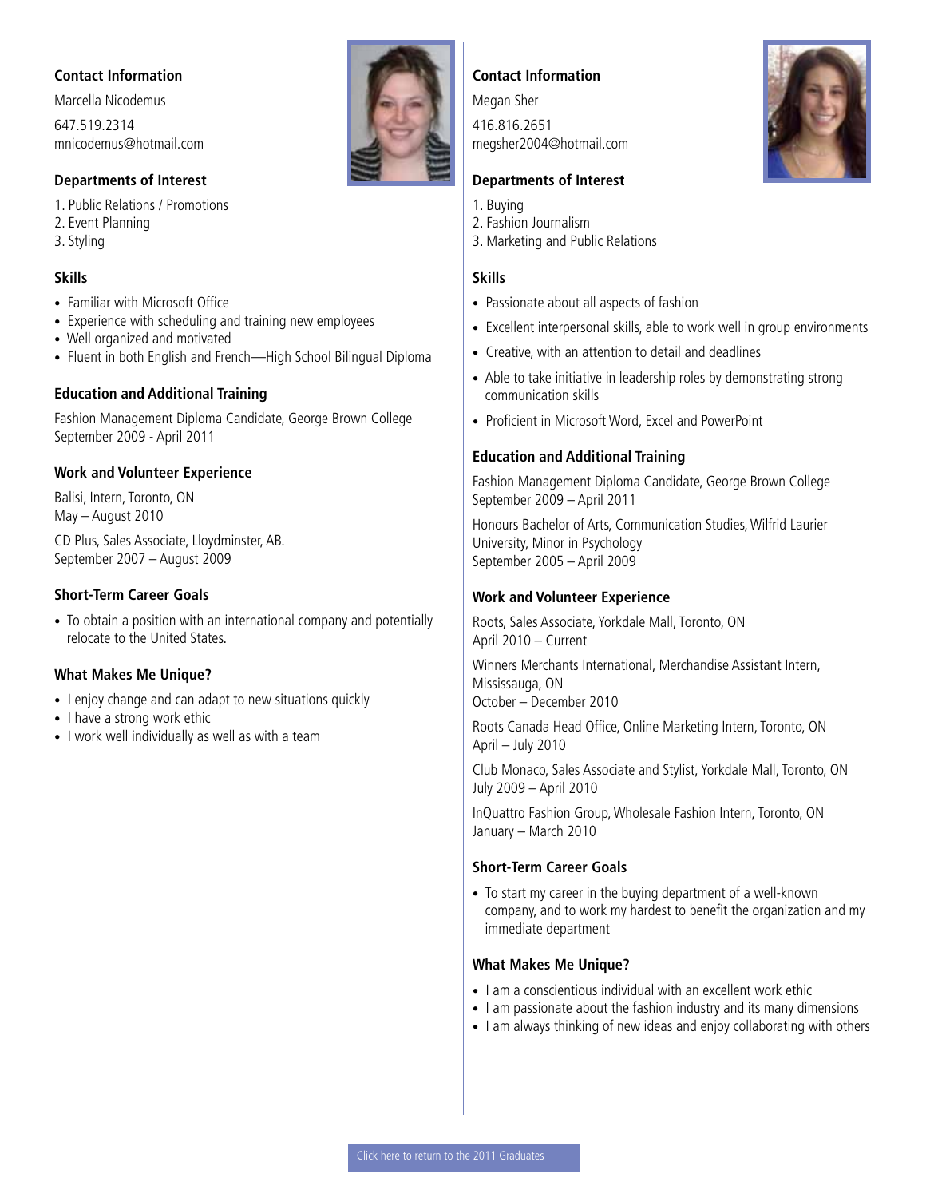### Contact Information

Marcella Nicodemus

647.519.2314
mnicodemus@hotmail.com

### Departments of Interest

1. Public Relations / Promotions
2. Event Planning
3. Styling

### Skills

- Familiar with Microsoft Office
- Experience with scheduling and training new employees
- Well organized and motivated
- Fluent in both English and French—High School Bilingual Diploma

### Education and Additional Training

Fashion Management Diploma Candidate, George Brown College
September 2009 - April 2011

### Work and Volunteer Experience

Balisi, Intern, Toronto, ON
May – August 2010

CD Plus, Sales Associate, Lloydminster, AB.
September 2007 – August 2009

### Short-Term Career Goals

- To obtain a position with an international company and potentially relocate to the United States.

### What Makes Me Unique?

- I enjoy change and can adapt to new situations quickly
- I have a strong work ethic
- I work well individually as well as with a team

---

### Contact Information

Megan Sher

416.816.2651
megsher2004@hotmail.com

### Departments of Interest

1. Buying
2. Fashion Journalism
3. Marketing and Public Relations

### Skills

- Passionate about all aspects of fashion
- Excellent interpersonal skills, able to work well in group environments
- Creative, with an attention to detail and deadlines
- Able to take initiative in leadership roles by demonstrating strong communication skills
- Proficient in Microsoft Word, Excel and PowerPoint

### Education and Additional Training

Fashion Management Diploma Candidate, George Brown College
September 2009 – April 2011

Honours Bachelor of Arts, Communication Studies, Wilfrid Laurier University, Minor in Psychology
September 2005 – April 2009

### Work and Volunteer Experience

Roots, Sales Associate, Yorkdale Mall, Toronto, ON
April 2010 – Current

Winners Merchants International, Merchandise Assistant Intern, Mississauga, ON
October – December 2010

Roots Canada Head Office, Online Marketing Intern, Toronto, ON
April – July 2010

Club Monaco, Sales Associate and Stylist, Yorkdale Mall, Toronto, ON
July 2009 – April 2010

InQuattro Fashion Group, Wholesale Fashion Intern, Toronto, ON
January – March 2010

### Short-Term Career Goals

- To start my career in the buying department of a well-known company, and to work my hardest to benefit the organization and my immediate department

### What Makes Me Unique?

- I am a conscientious individual with an excellent work ethic
- I am passionate about the fashion industry and its many dimensions
- I am always thinking of new ideas and enjoy collaborating with others

Click here to return to the 2011 Graduates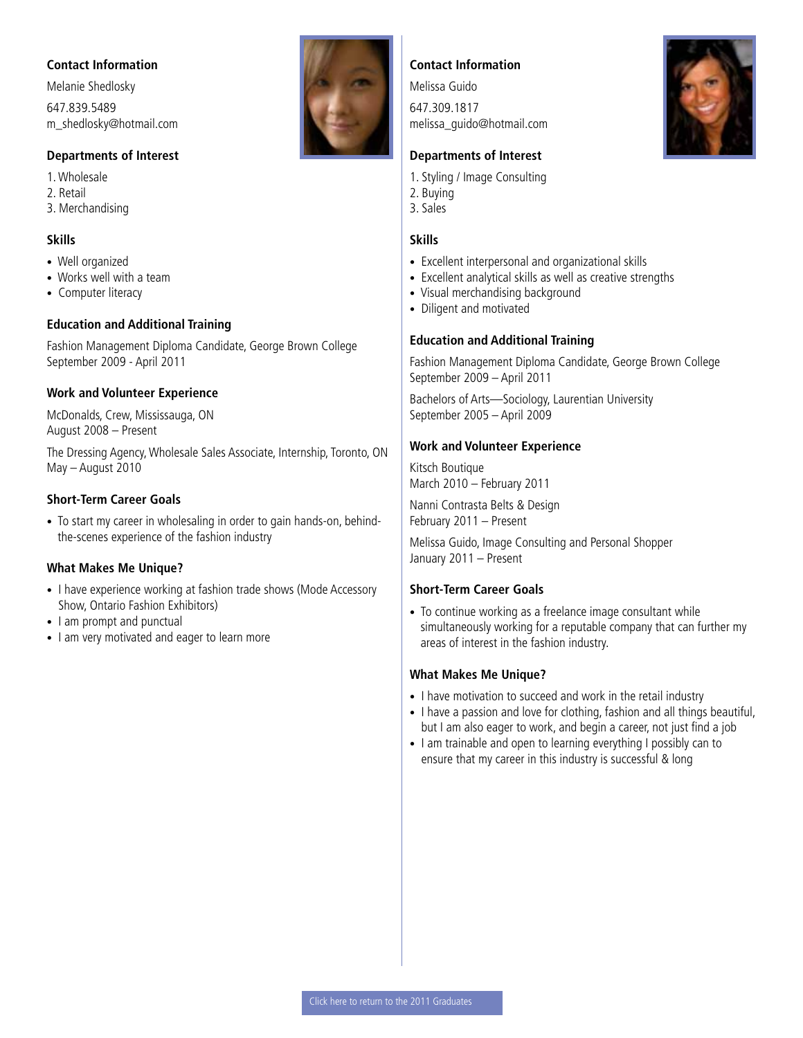### Contact Information

Melanie Shedlosky

647.839.5489
m_shedlosky@hotmail.com

### Departments of Interest

1. Wholesale
2. Retail
3. Merchandising

### Skills

- Well organized
- Works well with a team
- Computer literacy

### Education and Additional Training

Fashion Management Diploma Candidate, George Brown College
September 2009 - April 2011

### Work and Volunteer Experience

McDonalds, Crew, Mississauga, ON
August 2008 – Present

The Dressing Agency, Wholesale Sales Associate, Internship, Toronto, ON
May – August 2010

### Short-Term Career Goals

- To start my career in wholesaling in order to gain hands-on, behind-the-scenes experience of the fashion industry

### What Makes Me Unique?

- I have experience working at fashion trade shows (Mode Accessory Show, Ontario Fashion Exhibitors)
- I am prompt and punctual
- I am very motivated and eager to learn more

---

### Contact Information

Melissa Guido

647.309.1817
melissa_guido@hotmail.com

### Departments of Interest

1. Styling / Image Consulting
2. Buying
3. Sales

### Skills

- Excellent interpersonal and organizational skills
- Excellent analytical skills as well as creative strengths
- Visual merchandising background
- Diligent and motivated

### Education and Additional Training

Fashion Management Diploma Candidate, George Brown College
September 2009 – April 2011

Bachelors of Arts—Sociology, Laurentian University
September 2005 – April 2009

### Work and Volunteer Experience

Kitsch Boutique
March 2010 – February 2011

Nanni Contrasta Belts & Design
February 2011 – Present

Melissa Guido, Image Consulting and Personal Shopper
January 2011 – Present

### Short-Term Career Goals

- To continue working as a freelance image consultant while simultaneously working for a reputable company that can further my areas of interest in the fashion industry.

### What Makes Me Unique?

- I have motivation to succeed and work in the retail industry
- I have a passion and love for clothing, fashion and all things beautiful, but I am also eager to work, and begin a career, not just find a job
- I am trainable and open to learning everything I possibly can to ensure that my career in this industry is successful & long

Click here to return to the 2011 Graduates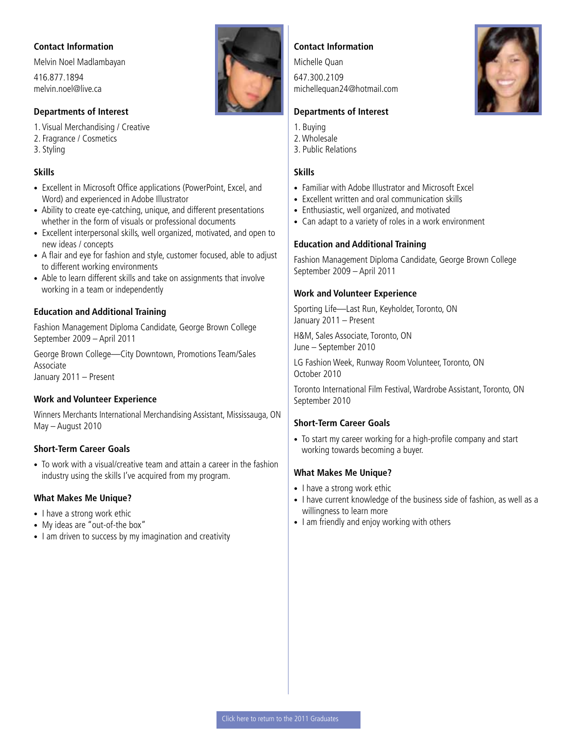## Contact Information

Melvin Noel Madlambayan

416.877.1894
melvin.noel@live.ca

### Departments of Interest

1. Visual Merchandising / Creative
2. Fragrance / Cosmetics
3. Styling

### Skills

- Excellent in Microsoft Office applications (PowerPoint, Excel, and Word) and experienced in Adobe Illustrator
- Ability to create eye-catching, unique, and different presentations whether in the form of visuals or professional documents
- Excellent interpersonal skills, well organized, motivated, and open to new ideas / concepts
- A flair and eye for fashion and style, customer focused, able to adjust to different working environments
- Able to learn different skills and take on assignments that involve working in a team or independently

### Education and Additional Training

Fashion Management Diploma Candidate, George Brown College
September 2009 – April 2011

George Brown College—City Downtown, Promotions Team/Sales Associate
January 2011 – Present

### Work and Volunteer Experience

Winners Merchants International Merchandising Assistant, Mississauga, ON
May – August 2010

### Short-Term Career Goals

- To work with a visual/creative team and attain a career in the fashion industry using the skills I've acquired from my program.

### What Makes Me Unique?

- I have a strong work ethic
- My ideas are "out-of-the box"
- I am driven to success by my imagination and creativity

## Contact Information

Michelle Quan

647.300.2109
michellequan24@hotmail.com

### Departments of Interest

1. Buying
2. Wholesale
3. Public Relations

### Skills

- Familiar with Adobe Illustrator and Microsoft Excel
- Excellent written and oral communication skills
- Enthusiastic, well organized, and motivated
- Can adapt to a variety of roles in a work environment

### Education and Additional Training

Fashion Management Diploma Candidate, George Brown College
September 2009 – April 2011

### Work and Volunteer Experience

Sporting Life—Last Run, Keyholder, Toronto, ON
January 2011 – Present

H&M, Sales Associate, Toronto, ON
June – September 2010

LG Fashion Week, Runway Room Volunteer, Toronto, ON
October 2010

Toronto International Film Festival, Wardrobe Assistant, Toronto, ON
September 2010

### Short-Term Career Goals

- To start my career working for a high-profile company and start working towards becoming a buyer.

### What Makes Me Unique?

- I have a strong work ethic
- I have current knowledge of the business side of fashion, as well as a willingness to learn more
- I am friendly and enjoy working with others

Click here to return to the 2011 Graduates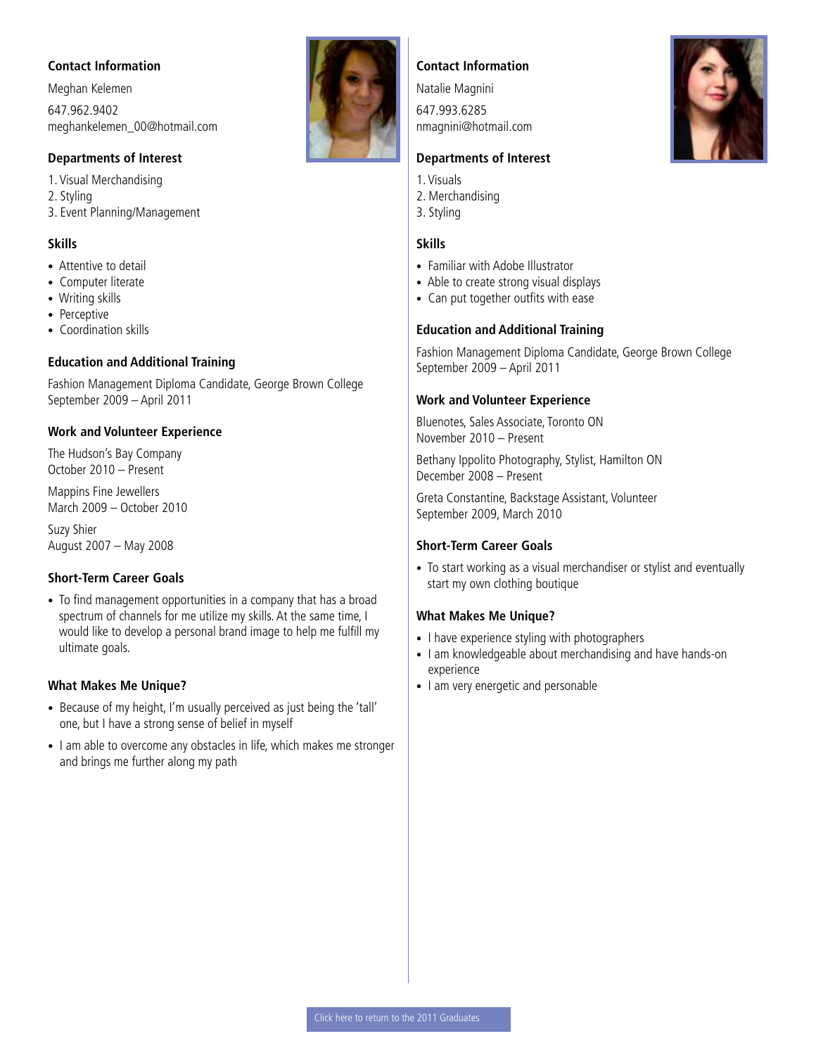### Contact Information

Meghan Kelemen

647.962.9402
meghankelemen_00@hotmail.com

### Departments of Interest

1. Visual Merchandising
2. Styling
3. Event Planning/Management

### Skills

- Attentive to detail
- Computer literate
- Writing skills
- Perceptive
- Coordination skills

### Education and Additional Training

Fashion Management Diploma Candidate, George Brown College
September 2009 – April 2011

### Work and Volunteer Experience

The Hudson's Bay Company
October 2010 – Present

Mappins Fine Jewellers
March 2009 – October 2010

Suzy Shier
August 2007 – May 2008

### Short-Term Career Goals

- To find management opportunities in a company that has a broad spectrum of channels for me utilize my skills. At the same time, I would like to develop a personal brand image to help me fulfill my ultimate goals.

### What Makes Me Unique?

- Because of my height, I'm usually perceived as just being the 'tall' one, but I have a strong sense of belief in myself
- I am able to overcome any obstacles in life, which makes me stronger and brings me further along my path

### Contact Information

Natalie Magnini

647.993.6285
nmagnini@hotmail.com

### Departments of Interest

1. Visuals
2. Merchandising
3. Styling

### Skills

- Familiar with Adobe Illustrator
- Able to create strong visual displays
- Can put together outfits with ease

### Education and Additional Training

Fashion Management Diploma Candidate, George Brown College
September 2009 – April 2011

### Work and Volunteer Experience

Bluenotes, Sales Associate, Toronto ON
November 2010 – Present

Bethany Ippolito Photography, Stylist, Hamilton ON
December 2008 – Present

Greta Constantine, Backstage Assistant, Volunteer
September 2009, March 2010

### Short-Term Career Goals

- To start working as a visual merchandiser or stylist and eventually start my own clothing boutique

### What Makes Me Unique?

- I have experience styling with photographers
- I am knowledgeable about merchandising and have hands-on experience
- I am very energetic and personable

Click here to return to the 2011 Graduates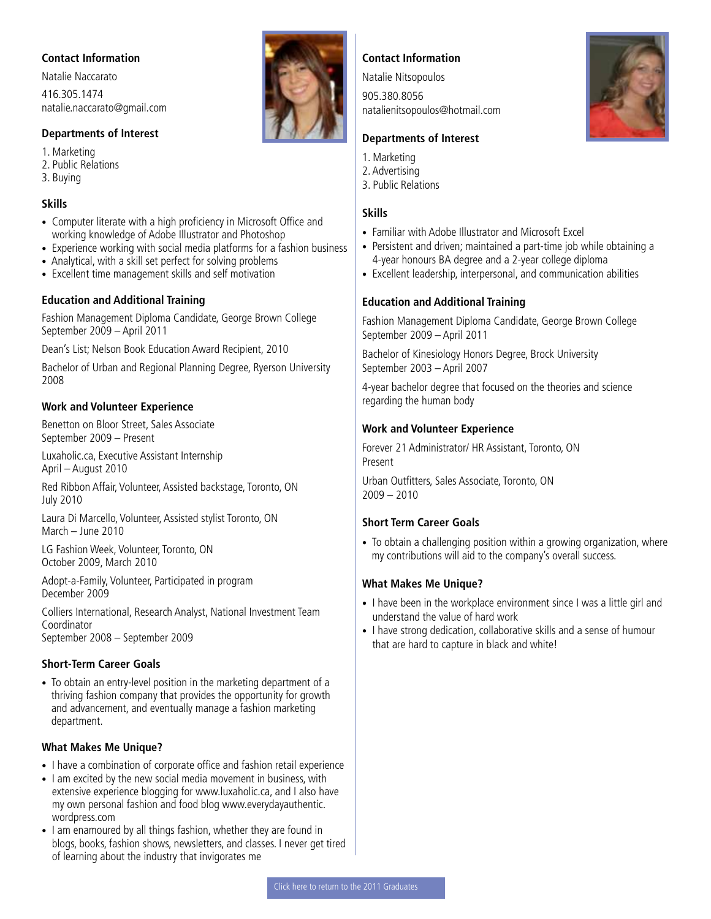### Contact Information

Natalie Naccarato

416.305.1474
natalie.naccarato@gmail.com

### Departments of Interest

1. Marketing
2. Public Relations
3. Buying

### Skills

- Computer literate with a high proficiency in Microsoft Office and working knowledge of Adobe Illustrator and Photoshop
- Experience working with social media platforms for a fashion business
- Analytical, with a skill set perfect for solving problems
- Excellent time management skills and self motivation

### Education and Additional Training

Fashion Management Diploma Candidate, George Brown College
September 2009 – April 2011

Dean's List; Nelson Book Education Award Recipient, 2010

Bachelor of Urban and Regional Planning Degree, Ryerson University
2008

### Work and Volunteer Experience

Benetton on Bloor Street, Sales Associate
September 2009 – Present

Luxaholic.ca, Executive Assistant Internship
April – August 2010

Red Ribbon Affair, Volunteer, Assisted backstage, Toronto, ON
July 2010

Laura Di Marcello, Volunteer, Assisted stylist Toronto, ON
March – June 2010

LG Fashion Week, Volunteer, Toronto, ON
October 2009, March 2010

Adopt-a-Family, Volunteer, Participated in program
December 2009

Colliers International, Research Analyst, National Investment Team Coordinator
September 2008 – September 2009

### Short-Term Career Goals

- To obtain an entry-level position in the marketing department of a thriving fashion company that provides the opportunity for growth and advancement, and eventually manage a fashion marketing department.

### What Makes Me Unique?

- I have a combination of corporate office and fashion retail experience
- I am excited by the new social media movement in business, with extensive experience blogging for www.luxaholic.ca, and I also have my own personal fashion and food blog www.everydayauthentic.wordpress.com
- I am enamoured by all things fashion, whether they are found in blogs, books, fashion shows, newsletters, and classes. I never get tired of learning about the industry that invigorates me

### Contact Information

Natalie Nitsopoulos

905.380.8056
natalienitsopoulos@hotmail.com

### Departments of Interest

1. Marketing
2. Advertising
3. Public Relations

### Skills

- Familiar with Adobe Illustrator and Microsoft Excel
- Persistent and driven; maintained a part-time job while obtaining a 4-year honours BA degree and a 2-year college diploma
- Excellent leadership, interpersonal, and communication abilities

### Education and Additional Training

Fashion Management Diploma Candidate, George Brown College
September 2009 – April 2011

Bachelor of Kinesiology Honors Degree, Brock University
September 2003 – April 2007

4-year bachelor degree that focused on the theories and science regarding the human body

### Work and Volunteer Experience

Forever 21 Administrator/ HR Assistant, Toronto, ON
Present

Urban Outfitters, Sales Associate, Toronto, ON
2009 – 2010

### Short Term Career Goals

- To obtain a challenging position within a growing organization, where my contributions will aid to the company's overall success.

### What Makes Me Unique?

- I have been in the workplace environment since I was a little girl and understand the value of hard work
- I have strong dedication, collaborative skills and a sense of humour that are hard to capture in black and white!

Click here to return to the 2011 Graduates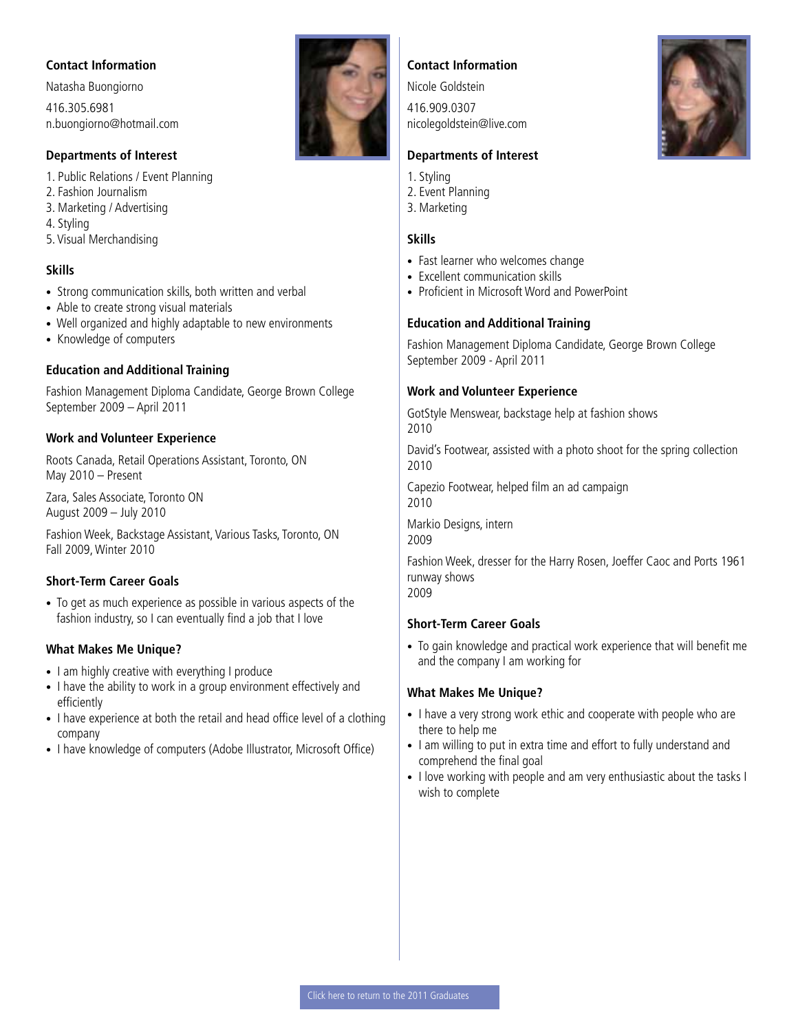### Contact Information

Natasha Buongiorno

416.305.6981
n.buongiorno@hotmail.com

### Departments of Interest

1. Public Relations / Event Planning
2. Fashion Journalism
3. Marketing / Advertising
4. Styling
5. Visual Merchandising

### Skills

- Strong communication skills, both written and verbal
- Able to create strong visual materials
- Well organized and highly adaptable to new environments
- Knowledge of computers

### Education and Additional Training

Fashion Management Diploma Candidate, George Brown College
September 2009 – April 2011

### Work and Volunteer Experience

Roots Canada, Retail Operations Assistant, Toronto, ON
May 2010 – Present

Zara, Sales Associate, Toronto ON
August 2009 – July 2010

Fashion Week, Backstage Assistant, Various Tasks, Toronto, ON
Fall 2009, Winter 2010

### Short-Term Career Goals

- To get as much experience as possible in various aspects of the fashion industry, so I can eventually find a job that I love

### What Makes Me Unique?

- I am highly creative with everything I produce
- I have the ability to work in a group environment effectively and efficiently
- I have experience at both the retail and head office level of a clothing company
- I have knowledge of computers (Adobe Illustrator, Microsoft Office)

### Contact Information

Nicole Goldstein

416.909.0307
nicolegoldstein@live.com

### Departments of Interest

1. Styling
2. Event Planning
3. Marketing

### Skills

- Fast learner who welcomes change
- Excellent communication skills
- Proficient in Microsoft Word and PowerPoint

### Education and Additional Training

Fashion Management Diploma Candidate, George Brown College
September 2009 - April 2011

### Work and Volunteer Experience

GotStyle Menswear, backstage help at fashion shows
2010

David's Footwear, assisted with a photo shoot for the spring collection
2010

Capezio Footwear, helped film an ad campaign
2010

Markio Designs, intern
2009

Fashion Week, dresser for the Harry Rosen, Joeffer Caoc and Ports 1961 runway shows
2009

### Short-Term Career Goals

- To gain knowledge and practical work experience that will benefit me and the company I am working for

### What Makes Me Unique?

- I have a very strong work ethic and cooperate with people who are there to help me
- I am willing to put in extra time and effort to fully understand and comprehend the final goal
- I love working with people and am very enthusiastic about the tasks I wish to complete

Click here to return to the 2011 Graduates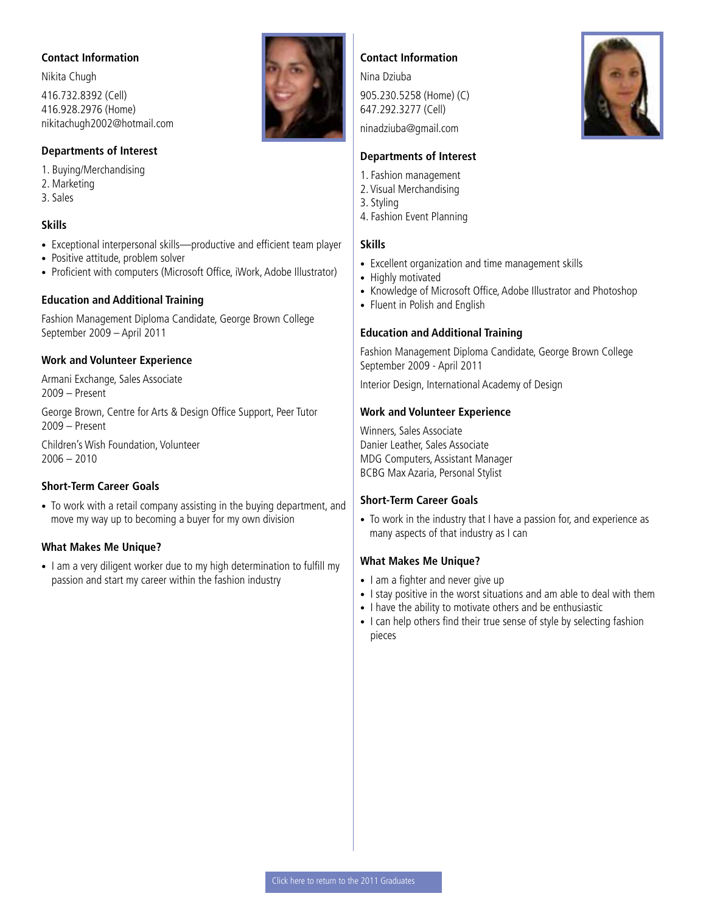### Contact Information

Nikita Chugh

416.732.8392 (Cell)
416.928.2976 (Home)
nikitachugh2002@hotmail.com

### Departments of Interest

1. Buying/Merchandising
2. Marketing
3. Sales

### Skills

- Exceptional interpersonal skills—productive and efficient team player
- Positive attitude, problem solver
- Proficient with computers (Microsoft Office, iWork, Adobe Illustrator)

### Education and Additional Training

Fashion Management Diploma Candidate, George Brown College
September 2009 – April 2011

### Work and Volunteer Experience

Armani Exchange, Sales Associate
2009 – Present

George Brown, Centre for Arts & Design Office Support, Peer Tutor
2009 – Present

Children's Wish Foundation, Volunteer
2006 – 2010

### Short-Term Career Goals

- To work with a retail company assisting in the buying department, and move my way up to becoming a buyer for my own division

### What Makes Me Unique?

- I am a very diligent worker due to my high determination to fulfill my passion and start my career within the fashion industry

### Contact Information

Nina Dziuba

905.230.5258 (Home) (C)
647.292.3277 (Cell)

ninadziuba@gmail.com

### Departments of Interest

1. Fashion management
2. Visual Merchandising
3. Styling
4. Fashion Event Planning

### Skills

- Excellent organization and time management skills
- Highly motivated
- Knowledge of Microsoft Office, Adobe Illustrator and Photoshop
- Fluent in Polish and English

### Education and Additional Training

Fashion Management Diploma Candidate, George Brown College
September 2009 - April 2011

Interior Design, International Academy of Design

### Work and Volunteer Experience

Winners, Sales Associate
Danier Leather, Sales Associate
MDG Computers, Assistant Manager
BCBG Max Azaria, Personal Stylist

### Short-Term Career Goals

- To work in the industry that I have a passion for, and experience as many aspects of that industry as I can

### What Makes Me Unique?

- I am a fighter and never give up
- I stay positive in the worst situations and am able to deal with them
- I have the ability to motivate others and be enthusiastic
- I can help others find their true sense of style by selecting fashion pieces

Click here to return to the 2011 Graduates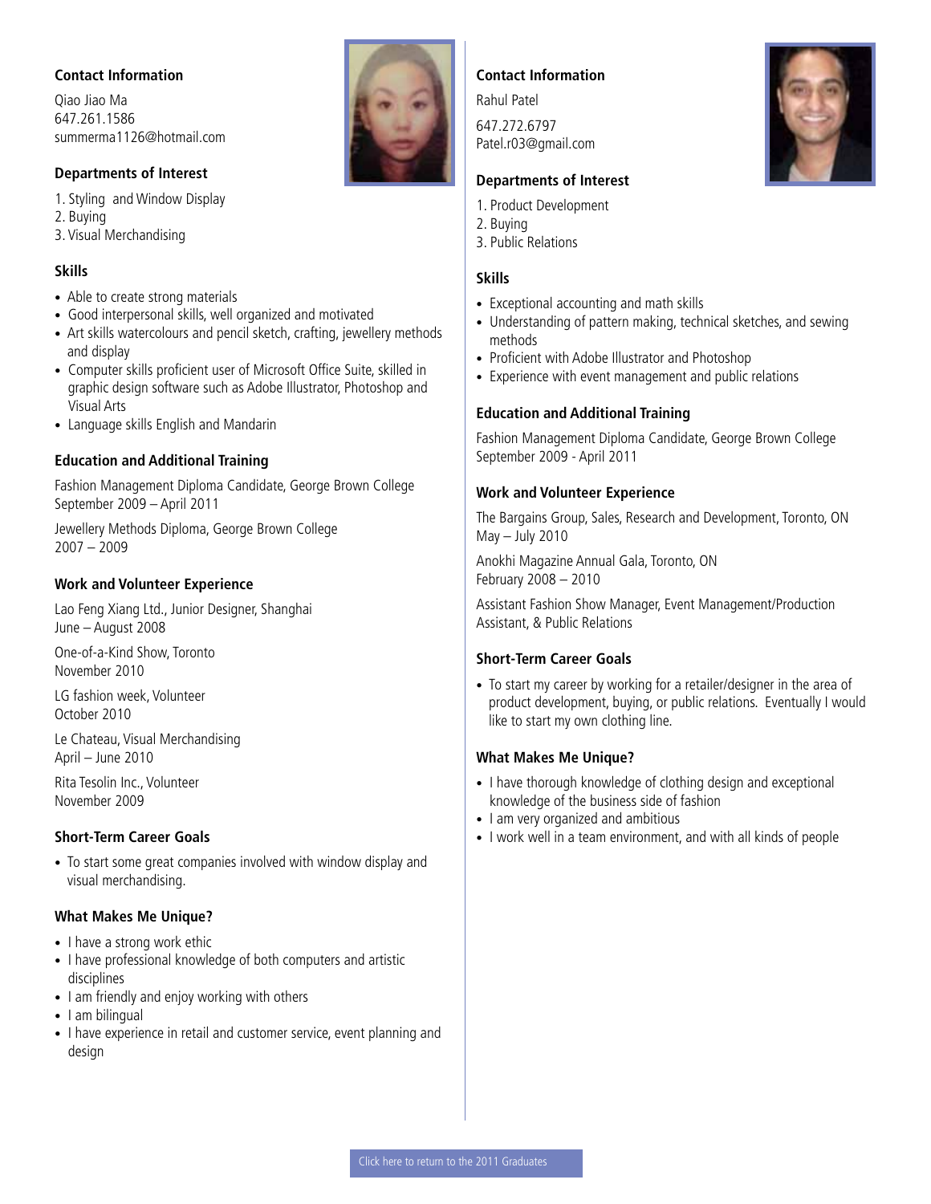### Contact Information

Qiao Jiao Ma
647.261.1586
summerma1126@hotmail.com

### Departments of Interest

1. Styling and Window Display
2. Buying
3. Visual Merchandising

### Skills

- Able to create strong materials
- Good interpersonal skills, well organized and motivated
- Art skills watercolours and pencil sketch, crafting, jewellery methods and display
- Computer skills proficient user of Microsoft Office Suite, skilled in graphic design software such as Adobe Illustrator, Photoshop and Visual Arts
- Language skills English and Mandarin

### Education and Additional Training

Fashion Management Diploma Candidate, George Brown College
September 2009 – April 2011

Jewellery Methods Diploma, George Brown College
2007 – 2009

### Work and Volunteer Experience

Lao Feng Xiang Ltd., Junior Designer, Shanghai
June – August 2008

One-of-a-Kind Show, Toronto
November 2010

LG fashion week, Volunteer
October 2010

Le Chateau, Visual Merchandising
April – June 2010

Rita Tesolin Inc., Volunteer
November 2009

### Short-Term Career Goals

- To start some great companies involved with window display and visual merchandising.

### What Makes Me Unique?

- I have a strong work ethic
- I have professional knowledge of both computers and artistic disciplines
- I am friendly and enjoy working with others
- I am bilingual
- I have experience in retail and customer service, event planning and design

### Contact Information

Rahul Patel

647.272.6797
Patel.r03@gmail.com

### Departments of Interest

1. Product Development
2. Buying
3. Public Relations

### Skills

- Exceptional accounting and math skills
- Understanding of pattern making, technical sketches, and sewing methods
- Proficient with Adobe Illustrator and Photoshop
- Experience with event management and public relations

### Education and Additional Training

Fashion Management Diploma Candidate, George Brown College
September 2009 - April 2011

### Work and Volunteer Experience

The Bargains Group, Sales, Research and Development, Toronto, ON
May – July 2010

Anokhi Magazine Annual Gala, Toronto, ON
February 2008 – 2010

Assistant Fashion Show Manager, Event Management/Production Assistant, & Public Relations

### Short-Term Career Goals

- To start my career by working for a retailer/designer in the area of product development, buying, or public relations. Eventually I would like to start my own clothing line.

### What Makes Me Unique?

- I have thorough knowledge of clothing design and exceptional knowledge of the business side of fashion
- I am very organized and ambitious
- I work well in a team environment, and with all kinds of people

Click here to return to the 2011 Graduates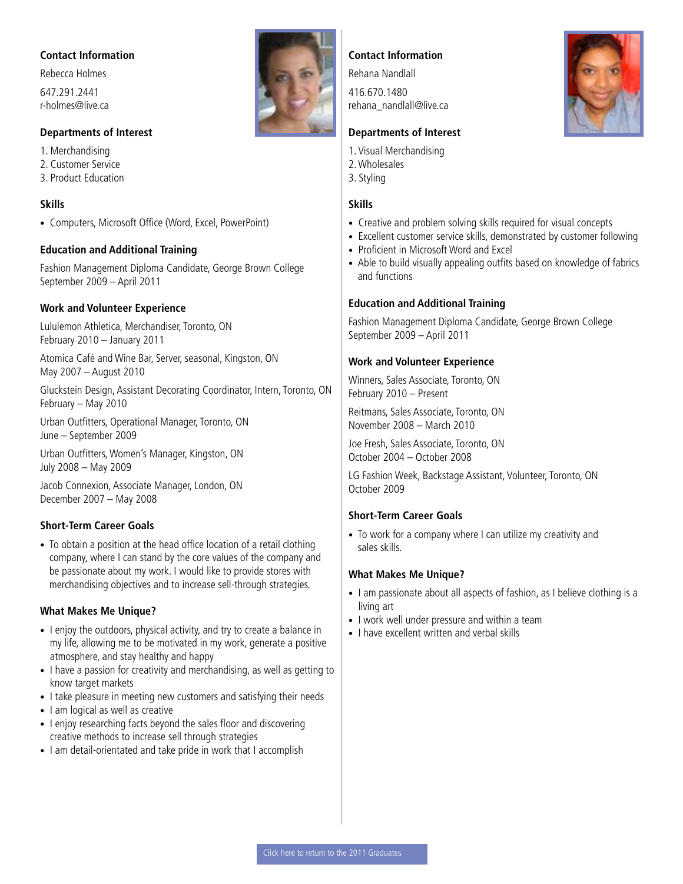## Contact Information

Rebecca Holmes

647.291.2441
r-holmes@live.ca

## Departments of Interest

1. Merchandising
2. Customer Service
3. Product Education

## Skills

- Computers, Microsoft Office (Word, Excel, PowerPoint)

## Education and Additional Training

Fashion Management Diploma Candidate, George Brown College
September 2009 – April 2011

## Work and Volunteer Experience

Lululemon Athletica, Merchandiser, Toronto, ON
February 2010 – January 2011

Atomica Café and Wine Bar, Server, seasonal, Kingston, ON
May 2007 – August 2010

Gluckstein Design, Assistant Decorating Coordinator, Intern, Toronto, ON
February – May 2010

Urban Outfitters, Operational Manager, Toronto, ON
June – September 2009

Urban Outfitters, Women's Manager, Kingston, ON
July 2008 – May 2009

Jacob Connexion, Associate Manager, London, ON
December 2007 – May 2008

## Short-Term Career Goals

- To obtain a position at the head office location of a retail clothing company, where I can stand by the core values of the company and be passionate about my work. I would like to provide stores with merchandising objectives and to increase sell-through strategies.

## What Makes Me Unique?

- I enjoy the outdoors, physical activity, and try to create a balance in my life, allowing me to be motivated in my work, generate a positive atmosphere, and stay healthy and happy
- I have a passion for creativity and merchandising, as well as getting to know target markets
- I take pleasure in meeting new customers and satisfying their needs
- I am logical as well as creative
- I enjoy researching facts beyond the sales floor and discovering creative methods to increase sell through strategies
- I am detail-orientated and take pride in work that I accomplish

## Contact Information

Rehana Nandlall

416.670.1480
rehana_nandlall@live.ca

## Departments of Interest

1. Visual Merchandising
2. Wholesales
3. Styling

## Skills

- Creative and problem solving skills required for visual concepts
- Excellent customer service skills, demonstrated by customer following
- Proficient in Microsoft Word and Excel
- Able to build visually appealing outfits based on knowledge of fabrics and functions

## Education and Additional Training

Fashion Management Diploma Candidate, George Brown College
September 2009 – April 2011

## Work and Volunteer Experience

Winners, Sales Associate, Toronto, ON
February 2010 – Present

Reitmans, Sales Associate, Toronto, ON
November 2008 – March 2010

Joe Fresh, Sales Associate, Toronto, ON
October 2004 – October 2008

LG Fashion Week, Backstage Assistant, Volunteer, Toronto, ON
October 2009

## Short-Term Career Goals

- To work for a company where I can utilize my creativity and sales skills.

## What Makes Me Unique?

- I am passionate about all aspects of fashion, as I believe clothing is a living art
- I work well under pressure and within a team
- I have excellent written and verbal skills

Click here to return to the 2011 Graduates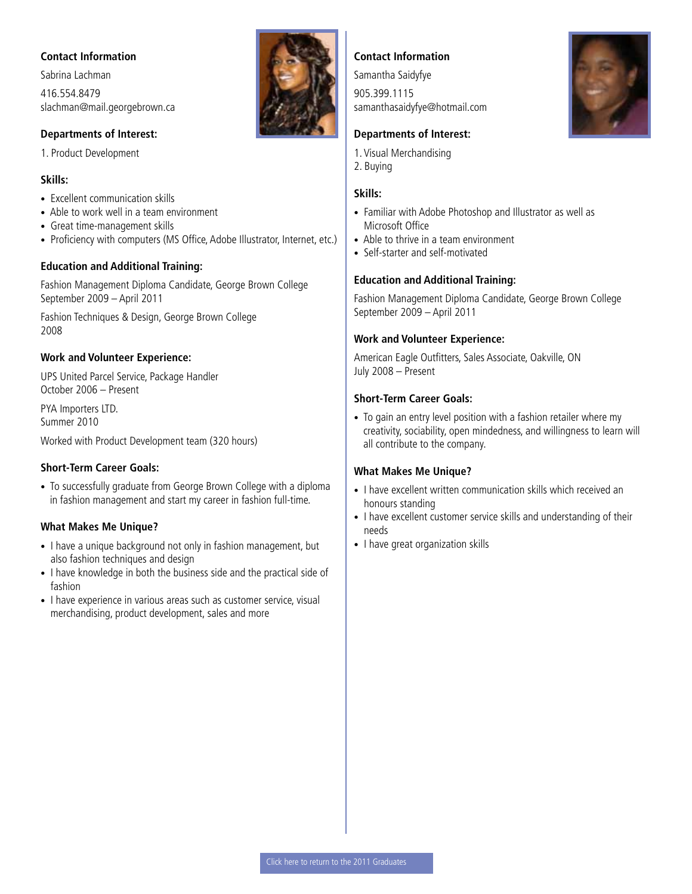### Contact Information

Sabrina Lachman

416.554.8479
slachman@mail.georgebrown.ca

### Departments of Interest:

1. Product Development

### Skills:

- Excellent communication skills
- Able to work well in a team environment
- Great time-management skills
- Proficiency with computers (MS Office, Adobe Illustrator, Internet, etc.)

### Education and Additional Training:

Fashion Management Diploma Candidate, George Brown College
September 2009 – April 2011

Fashion Techniques & Design, George Brown College
2008

### Work and Volunteer Experience:

UPS United Parcel Service, Package Handler
October 2006 – Present

PYA Importers LTD.
Summer 2010

Worked with Product Development team (320 hours)

### Short-Term Career Goals:

- To successfully graduate from George Brown College with a diploma in fashion management and start my career in fashion full-time.

### What Makes Me Unique?

- I have a unique background not only in fashion management, but also fashion techniques and design
- I have knowledge in both the business side and the practical side of fashion
- I have experience in various areas such as customer service, visual merchandising, product development, sales and more

### Contact Information

Samantha Saidyfye

905.399.1115
samanthasaidyfye@hotmail.com

### Departments of Interest:

1. Visual Merchandising
2. Buying

### Skills:

- Familiar with Adobe Photoshop and Illustrator as well as Microsoft Office
- Able to thrive in a team environment
- Self-starter and self-motivated

### Education and Additional Training:

Fashion Management Diploma Candidate, George Brown College
September 2009 – April 2011

### Work and Volunteer Experience:

American Eagle Outfitters, Sales Associate, Oakville, ON
July 2008 – Present

### Short-Term Career Goals:

- To gain an entry level position with a fashion retailer where my creativity, sociability, open mindedness, and willingness to learn will all contribute to the company.

### What Makes Me Unique?

- I have excellent written communication skills which received an honours standing
- I have excellent customer service skills and understanding of their needs
- I have great organization skills

Click here to return to the 2011 Graduates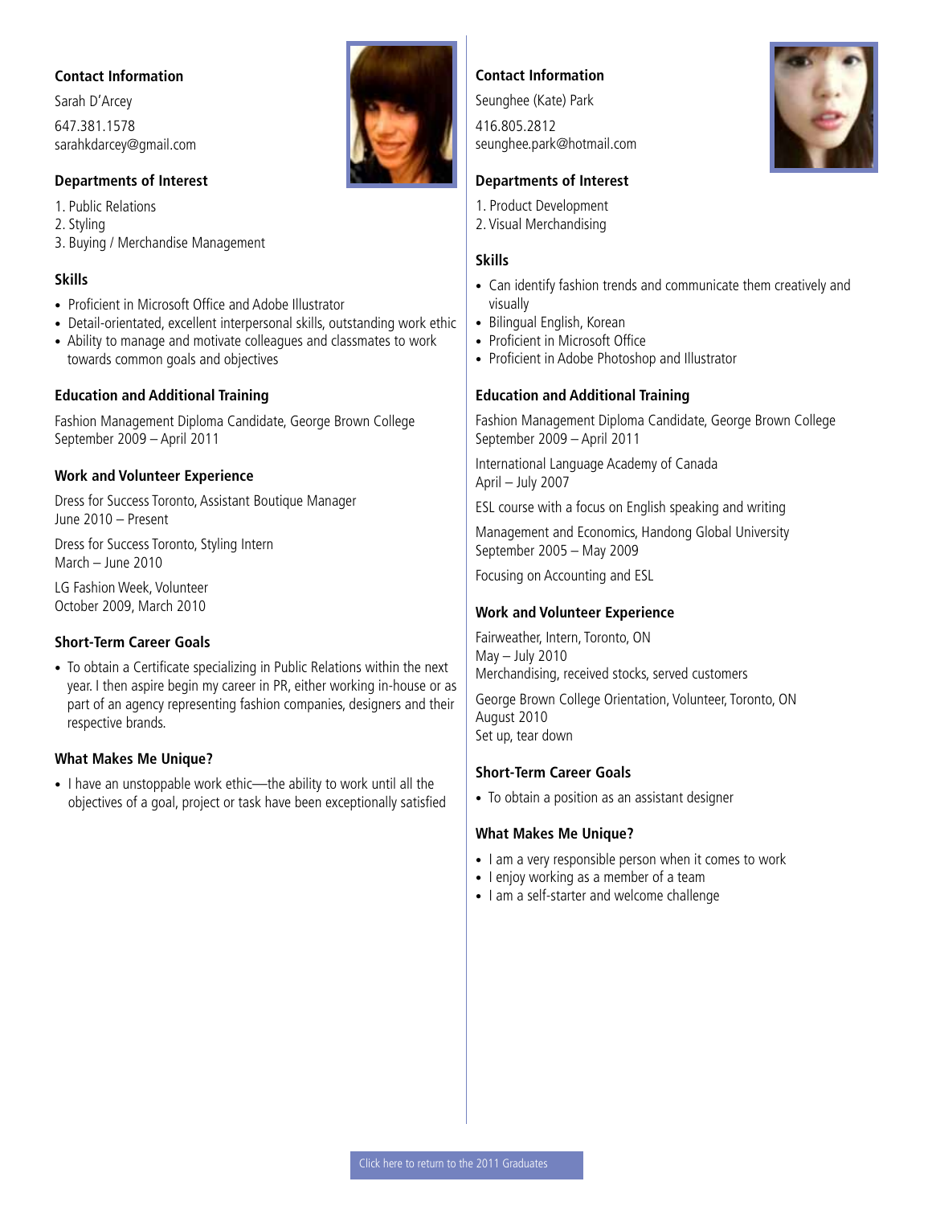### Contact Information

Sarah D'Arcey

647.381.1578
sarahkdarcey@gmail.com

### Departments of Interest

1. Public Relations
2. Styling
3. Buying / Merchandise Management

### Skills

- Proficient in Microsoft Office and Adobe Illustrator
- Detail-orientated, excellent interpersonal skills, outstanding work ethic
- Ability to manage and motivate colleagues and classmates to work towards common goals and objectives

### Education and Additional Training

Fashion Management Diploma Candidate, George Brown College
September 2009 – April 2011

### Work and Volunteer Experience

Dress for Success Toronto, Assistant Boutique Manager
June 2010 – Present

Dress for Success Toronto, Styling Intern
March – June 2010

LG Fashion Week, Volunteer
October 2009, March 2010

### Short-Term Career Goals

- To obtain a Certificate specializing in Public Relations within the next year. I then aspire begin my career in PR, either working in-house or as part of an agency representing fashion companies, designers and their respective brands.

### What Makes Me Unique?

- I have an unstoppable work ethic—the ability to work until all the objectives of a goal, project or task have been exceptionally satisfied

### Contact Information

Seunghee (Kate) Park

416.805.2812
seunghee.park@hotmail.com

### Departments of Interest

1. Product Development
2. Visual Merchandising

### Skills

- Can identify fashion trends and communicate them creatively and visually
- Bilingual English, Korean
- Proficient in Microsoft Office
- Proficient in Adobe Photoshop and Illustrator

### Education and Additional Training

Fashion Management Diploma Candidate, George Brown College
September 2009 – April 2011

International Language Academy of Canada
April – July 2007

ESL course with a focus on English speaking and writing

Management and Economics, Handong Global University
September 2005 – May 2009

Focusing on Accounting and ESL

### Work and Volunteer Experience

Fairweather, Intern, Toronto, ON
May – July 2010
Merchandising, received stocks, served customers

George Brown College Orientation, Volunteer, Toronto, ON
August 2010
Set up, tear down

### Short-Term Career Goals

- To obtain a position as an assistant designer

### What Makes Me Unique?

- I am a very responsible person when it comes to work
- I enjoy working as a member of a team
- I am a self-starter and welcome challenge

Click here to return to the 2011 Graduates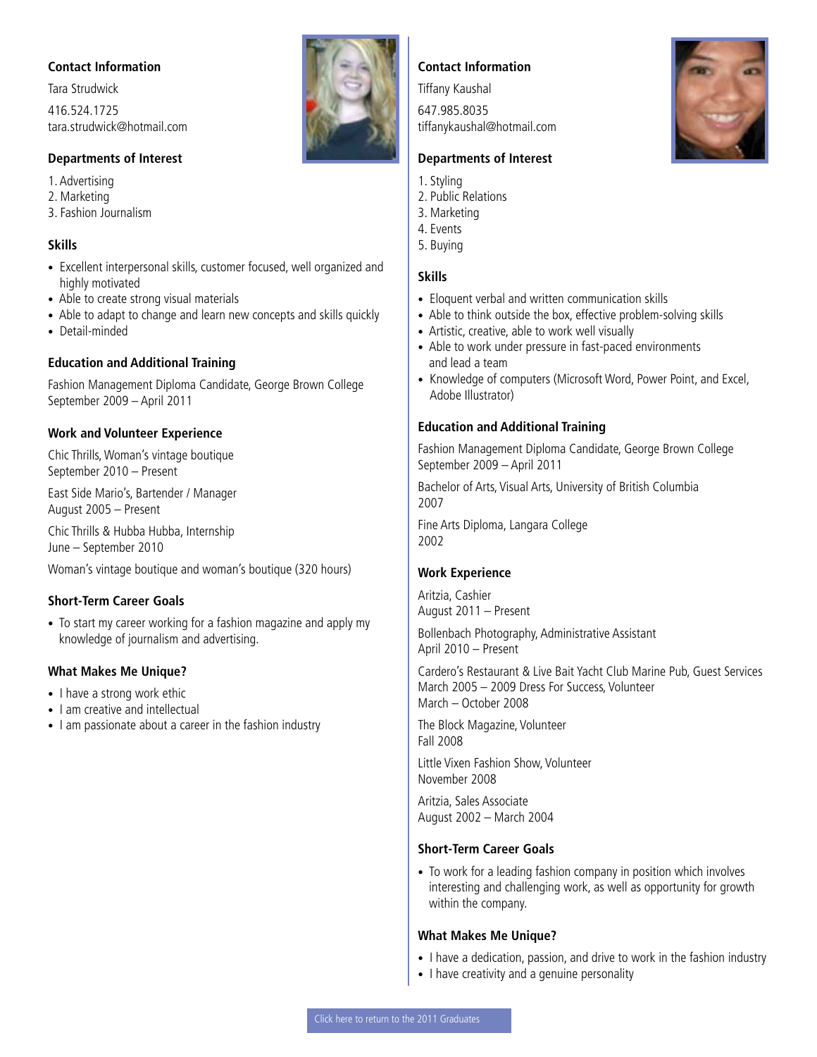## Contact Information

Tara Strudwick

416.524.1725
tara.strudwick@hotmail.com

### Departments of Interest

1. Advertising
2. Marketing
3. Fashion Journalism

### Skills

- Excellent interpersonal skills, customer focused, well organized and highly motivated
- Able to create strong visual materials
- Able to adapt to change and learn new concepts and skills quickly
- Detail-minded

### Education and Additional Training

Fashion Management Diploma Candidate, George Brown College
September 2009 – April 2011

### Work and Volunteer Experience

Chic Thrills, Woman's vintage boutique
September 2010 – Present

East Side Mario's, Bartender / Manager
August 2005 – Present

Chic Thrills & Hubba Hubba, Internship
June – September 2010

Woman's vintage boutique and woman's boutique (320 hours)

### Short-Term Career Goals

- To start my career working for a fashion magazine and apply my knowledge of journalism and advertising.

### What Makes Me Unique?

- I have a strong work ethic
- I am creative and intellectual
- I am passionate about a career in the fashion industry

## Contact Information

Tiffany Kaushal

647.985.8035
tiffanykaushal@hotmail.com

### Departments of Interest

1. Styling
2. Public Relations
3. Marketing
4. Events
5. Buying

### Skills

- Eloquent verbal and written communication skills
- Able to think outside the box, effective problem-solving skills
- Artistic, creative, able to work well visually
- Able to work under pressure in fast-paced environments and lead a team
- Knowledge of computers (Microsoft Word, Power Point, and Excel, Adobe Illustrator)

### Education and Additional Training

Fashion Management Diploma Candidate, George Brown College
September 2009 – April 2011

Bachelor of Arts, Visual Arts, University of British Columbia
2007

Fine Arts Diploma, Langara College
2002

### Work Experience

Aritzia, Cashier
August 2011 – Present

Bollenbach Photography, Administrative Assistant
April 2010 – Present

Cardero's Restaurant & Live Bait Yacht Club Marine Pub, Guest Services
March 2005 – 2009 Dress For Success, Volunteer
March – October 2008

The Block Magazine, Volunteer
Fall 2008

Little Vixen Fashion Show, Volunteer
November 2008

Aritzia, Sales Associate
August 2002 – March 2004

### Short-Term Career Goals

- To work for a leading fashion company in position which involves interesting and challenging work, as well as opportunity for growth within the company.

### What Makes Me Unique?

- I have a dedication, passion, and drive to work in the fashion industry
- I have creativity and a genuine personality

Click here to return to the 2011 Graduates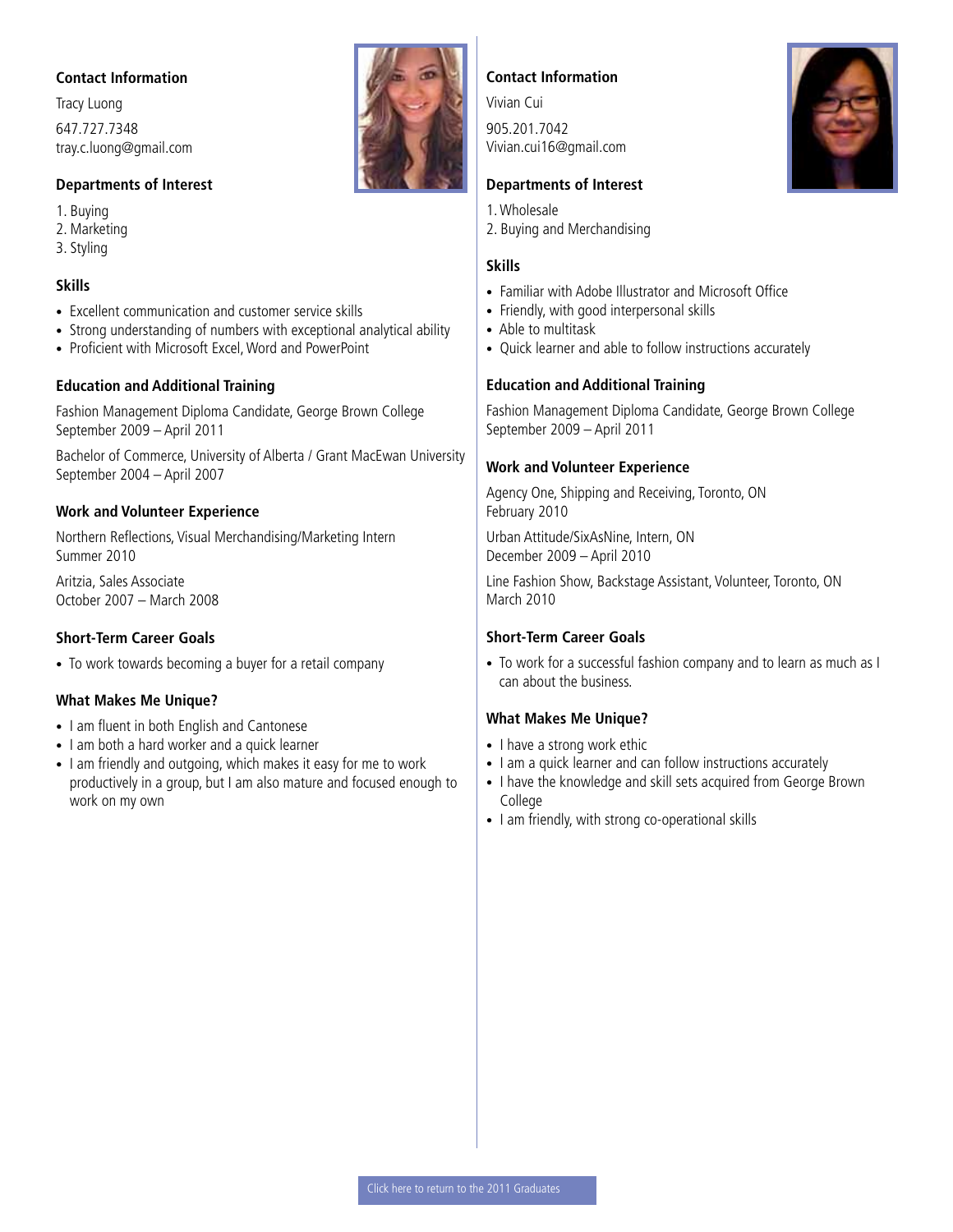### Contact Information

Tracy Luong

647.727.7348
tray.c.luong@gmail.com

### Departments of Interest

1. Buying
2. Marketing
3. Styling

### Skills

- Excellent communication and customer service skills
- Strong understanding of numbers with exceptional analytical ability
- Proficient with Microsoft Excel, Word and PowerPoint

### Education and Additional Training

Fashion Management Diploma Candidate, George Brown College
September 2009 – April 2011

Bachelor of Commerce, University of Alberta / Grant MacEwan University
September 2004 – April 2007

### Work and Volunteer Experience

Northern Reflections, Visual Merchandising/Marketing Intern
Summer 2010

Aritzia, Sales Associate
October 2007 – March 2008

### Short-Term Career Goals

- To work towards becoming a buyer for a retail company

### What Makes Me Unique?

- I am fluent in both English and Cantonese
- I am both a hard worker and a quick learner
- I am friendly and outgoing, which makes it easy for me to work productively in a group, but I am also mature and focused enough to work on my own

### Contact Information

Vivian Cui

905.201.7042
Vivian.cui16@gmail.com

### Departments of Interest

1. Wholesale
2. Buying and Merchandising

### Skills

- Familiar with Adobe Illustrator and Microsoft Office
- Friendly, with good interpersonal skills
- Able to multitask
- Quick learner and able to follow instructions accurately

### Education and Additional Training

Fashion Management Diploma Candidate, George Brown College
September 2009 – April 2011

### Work and Volunteer Experience

Agency One, Shipping and Receiving, Toronto, ON
February 2010

Urban Attitude/SixAsNine, Intern, ON
December 2009 – April 2010

Line Fashion Show, Backstage Assistant, Volunteer, Toronto, ON
March 2010

### Short-Term Career Goals

- To work for a successful fashion company and to learn as much as I can about the business.

### What Makes Me Unique?

- I have a strong work ethic
- I am a quick learner and can follow instructions accurately
- I have the knowledge and skill sets acquired from George Brown College
- I am friendly, with strong co-operational skills

Click here to return to the 2011 Graduates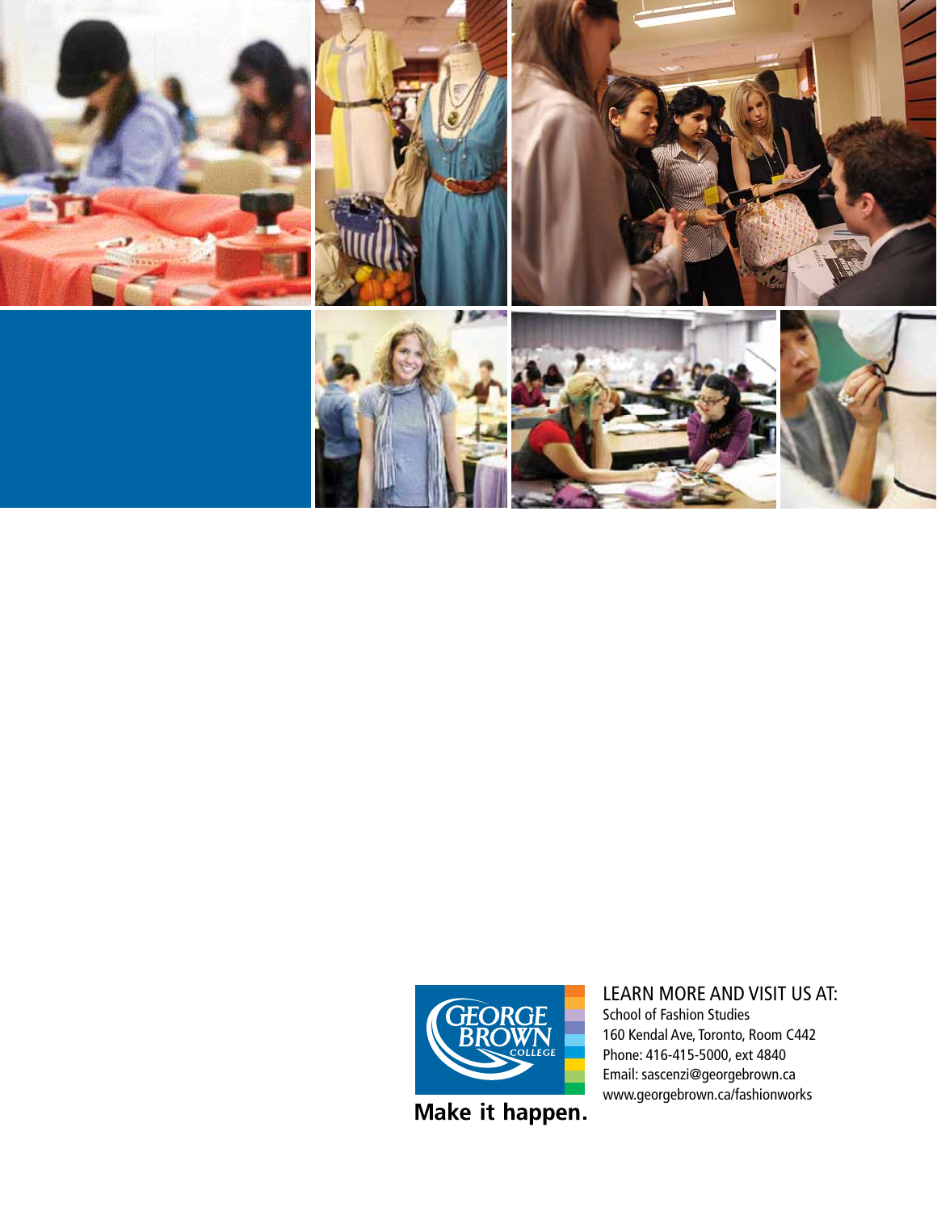GEORGE BROWN COLLEGE

**Make it happen.**

LEARN MORE AND VISIT US AT:

School of Fashion Studies
160 Kendal Ave, Toronto, Room C442
Phone: 416-415-5000, ext 4840
Email: sascenzi@georgebrown.ca
www.georgebrown.ca/fashionworks